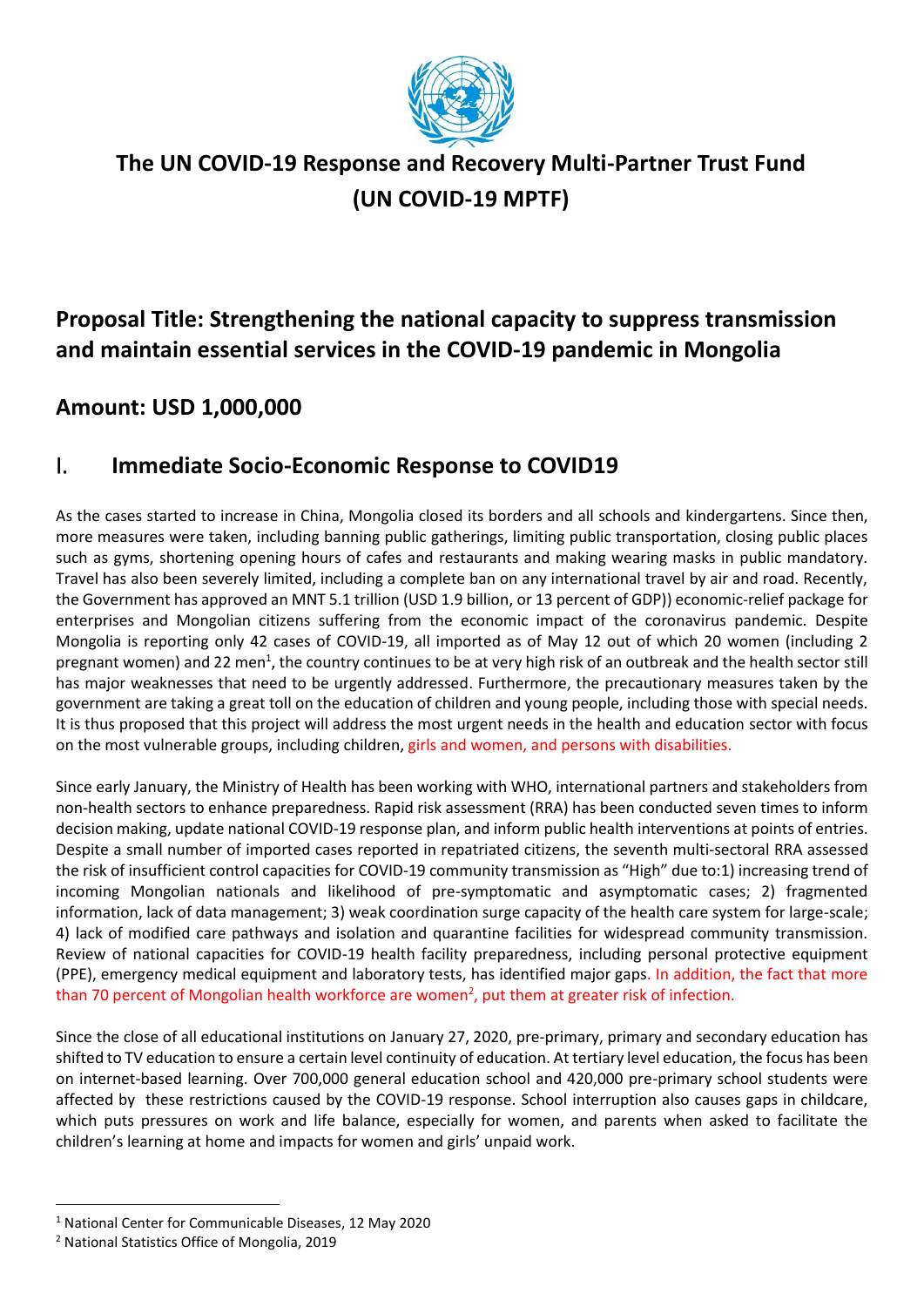# The UN COVID-19 Response and Recovery Multi-Partner Trust Fund (UN COVID-19 MPTF)

## Proposal Title: Strengthening the national capacity to suppress transmission and maintain essential services in the COVID-19 pandemic in Mongolia

## Amount: USD 1,000,000

## I. Immediate Socio-Economic Response to COVID19

As the cases started to increase in China, Mongolia closed its borders and all schools and kindergartens. Since then, more measures were taken, including banning public gatherings, limiting public transportation, closing public places such as gyms, shortening opening hours of cafes and restaurants and making wearing masks in public mandatory. Travel has also been severely limited, including a complete ban on any international travel by air and road. Recently, the Government has approved an MNT 5.1 trillion (USD 1.9 billion, or 13 percent of GDP)) economic-relief package for enterprises and Mongolian citizens suffering from the economic impact of the coronavirus pandemic. Despite Mongolia is reporting only 42 cases of COVID-19, all imported as of May 12 out of which 20 women (including 2 pregnant women) and 22 men[1], the country continues to be at very high risk of an outbreak and the health sector still has major weaknesses that need to be urgently addressed. Furthermore, the precautionary measures taken by the government are taking a great toll on the education of children and young people, including those with special needs. It is thus proposed that this project will address the most urgent needs in the health and education sector with focus on the most vulnerable groups, including children, girls and women, and persons with disabilities.

Since early January, the Ministry of Health has been working with WHO, international partners and stakeholders from non-health sectors to enhance preparedness. Rapid risk assessment (RRA) has been conducted seven times to inform decision making, update national COVID-19 response plan, and inform public health interventions at points of entries. Despite a small number of imported cases reported in repatriated citizens, the seventh multi-sectoral RRA assessed the risk of insufficient control capacities for COVID-19 community transmission as "High" due to:1) increasing trend of incoming Mongolian nationals and likelihood of pre-symptomatic and asymptomatic cases; 2) fragmented information, lack of data management; 3) weak coordination surge capacity of the health care system for large-scale; 4) lack of modified care pathways and isolation and quarantine facilities for widespread community transmission. Review of national capacities for COVID-19 health facility preparedness, including personal protective equipment (PPE), emergency medical equipment and laboratory tests, has identified major gaps. In addition, the fact that more than 70 percent of Mongolian health workforce are women[2], put them at greater risk of infection.

Since the close of all educational institutions on January 27, 2020, pre-primary, primary and secondary education has shifted to TV education to ensure a certain level continuity of education. At tertiary level education, the focus has been on internet-based learning. Over 700,000 general education school and 420,000 pre-primary school students were affected by these restrictions caused by the COVID-19 response. School interruption also causes gaps in childcare, which puts pressures on work and life balance, especially for women, and parents when asked to facilitate the children's learning at home and impacts for women and girls' unpaid work.

[1] National Center for Communicable Diseases, 12 May 2020

[2] National Statistics Office of Mongolia, 2019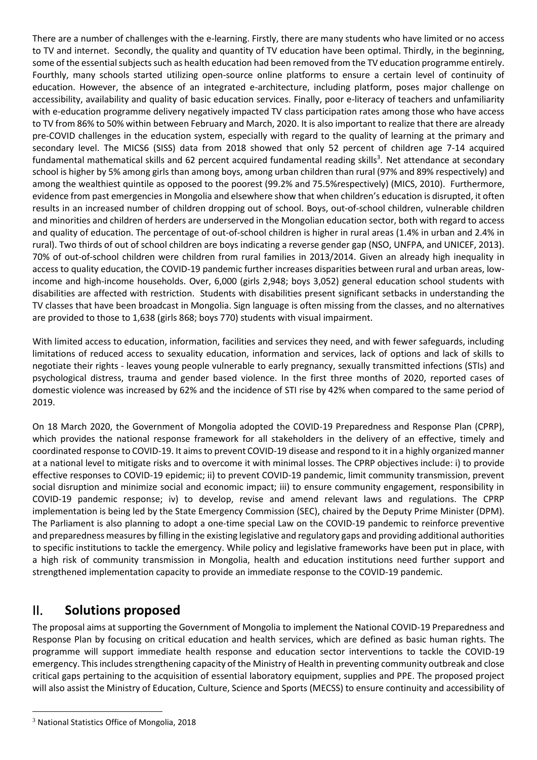There are a number of challenges with the e-learning. Firstly, there are many students who have limited or no access to TV and internet. Secondly, the quality and quantity of TV education have been optimal. Thirdly, in the beginning, some of the essential subjects such as health education had been removed from the TV education programme entirely. Fourthly, many schools started utilizing open-source online platforms to ensure a certain level of continuity of education. However, the absence of an integrated e-architecture, including platform, poses major challenge on accessibility, availability and quality of basic education services. Finally, poor e-literacy of teachers and unfamiliarity with e-education programme delivery negatively impacted TV class participation rates among those who have access to TV from 86% to 50% within between February and March, 2020. It is also important to realize that there are already pre-COVID challenges in the education system, especially with regard to the quality of learning at the primary and secondary level. The MICS6 (SISS) data from 2018 showed that only 52 percent of children age 7-14 acquired fundamental mathematical skills and 62 percent acquired fundamental reading skills[3]. Net attendance at secondary school is higher by 5% among girls than among boys, among urban children than rural (97% and 89% respectively) and among the wealthiest quintile as opposed to the poorest (99.2% and 75.5%respectively) (MICS, 2010). Furthermore, evidence from past emergencies in Mongolia and elsewhere show that when children's education is disrupted, it often results in an increased number of children dropping out of school. Boys, out-of-school children, vulnerable children and minorities and children of herders are underserved in the Mongolian education sector, both with regard to access and quality of education. The percentage of out-of-school children is higher in rural areas (1.4% in urban and 2.4% in rural). Two thirds of out of school children are boys indicating a reverse gender gap (NSO, UNFPA, and UNICEF, 2013). 70% of out-of-school children were children from rural families in 2013/2014. Given an already high inequality in access to quality education, the COVID-19 pandemic further increases disparities between rural and urban areas, low-income and high-income households. Over, 6,000 (girls 2,948; boys 3,052) general education school students with disabilities are affected with restriction. Students with disabilities present significant setbacks in understanding the TV classes that have been broadcast in Mongolia. Sign language is often missing from the classes, and no alternatives are provided to those to 1,638 (girls 868; boys 770) students with visual impairment.

With limited access to education, information, facilities and services they need, and with fewer safeguards, including limitations of reduced access to sexuality education, information and services, lack of options and lack of skills to negotiate their rights - leaves young people vulnerable to early pregnancy, sexually transmitted infections (STIs) and psychological distress, trauma and gender based violence. In the first three months of 2020, reported cases of domestic violence was increased by 62% and the incidence of STI rise by 42% when compared to the same period of 2019.

On 18 March 2020, the Government of Mongolia adopted the COVID-19 Preparedness and Response Plan (CPRP), which provides the national response framework for all stakeholders in the delivery of an effective, timely and coordinated response to COVID-19. It aims to prevent COVID-19 disease and respond to it in a highly organized manner at a national level to mitigate risks and to overcome it with minimal losses. The CPRP objectives include: i) to provide effective responses to COVID-19 epidemic; ii) to prevent COVID-19 pandemic, limit community transmission, prevent social disruption and minimize social and economic impact; iii) to ensure community engagement, responsibility in COVID-19 pandemic response; iv) to develop, revise and amend relevant laws and regulations. The CPRP implementation is being led by the State Emergency Commission (SEC), chaired by the Deputy Prime Minister (DPM). The Parliament is also planning to adopt a one-time special Law on the COVID-19 pandemic to reinforce preventive and preparedness measures by filling in the existing legislative and regulatory gaps and providing additional authorities to specific institutions to tackle the emergency. While policy and legislative frameworks have been put in place, with a high risk of community transmission in Mongolia, health and education institutions need further support and strengthened implementation capacity to provide an immediate response to the COVID-19 pandemic.

## II. Solutions proposed

The proposal aims at supporting the Government of Mongolia to implement the National COVID-19 Preparedness and Response Plan by focusing on critical education and health services, which are defined as basic human rights. The programme will support immediate health response and education sector interventions to tackle the COVID-19 emergency. This includes strengthening capacity of the Ministry of Health in preventing community outbreak and close critical gaps pertaining to the acquisition of essential laboratory equipment, supplies and PPE. The proposed project will also assist the Ministry of Education, Culture, Science and Sports (MECSS) to ensure continuity and accessibility of

[3] National Statistics Office of Mongolia, 2018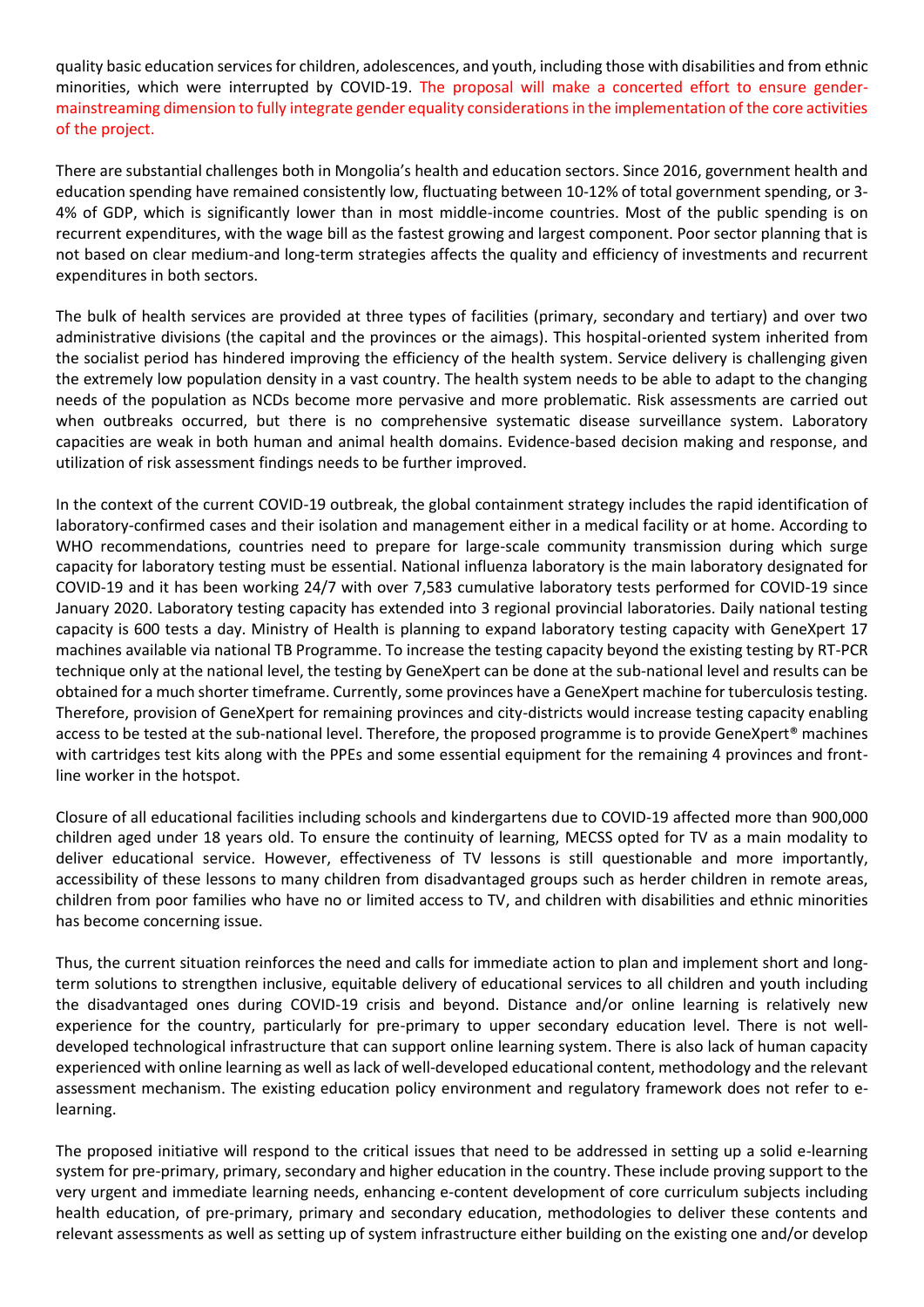quality basic education services for children, adolescences, and youth, including those with disabilities and from ethnic minorities, which were interrupted by COVID-19. The proposal will make a concerted effort to ensure gender-mainstreaming dimension to fully integrate gender equality considerations in the implementation of the core activities of the project.

There are substantial challenges both in Mongolia's health and education sectors. Since 2016, government health and education spending have remained consistently low, fluctuating between 10-12% of total government spending, or 3-4% of GDP, which is significantly lower than in most middle-income countries. Most of the public spending is on recurrent expenditures, with the wage bill as the fastest growing and largest component. Poor sector planning that is not based on clear medium-and long-term strategies affects the quality and efficiency of investments and recurrent expenditures in both sectors.

The bulk of health services are provided at three types of facilities (primary, secondary and tertiary) and over two administrative divisions (the capital and the provinces or the aimags). This hospital-oriented system inherited from the socialist period has hindered improving the efficiency of the health system. Service delivery is challenging given the extremely low population density in a vast country. The health system needs to be able to adapt to the changing needs of the population as NCDs become more pervasive and more problematic. Risk assessments are carried out when outbreaks occurred, but there is no comprehensive systematic disease surveillance system. Laboratory capacities are weak in both human and animal health domains. Evidence-based decision making and response, and utilization of risk assessment findings needs to be further improved.

In the context of the current COVID-19 outbreak, the global containment strategy includes the rapid identification of laboratory-confirmed cases and their isolation and management either in a medical facility or at home. According to WHO recommendations, countries need to prepare for large-scale community transmission during which surge capacity for laboratory testing must be essential. National influenza laboratory is the main laboratory designated for COVID-19 and it has been working 24/7 with over 7,583 cumulative laboratory tests performed for COVID-19 since January 2020. Laboratory testing capacity has extended into 3 regional provincial laboratories. Daily national testing capacity is 600 tests a day. Ministry of Health is planning to expand laboratory testing capacity with GeneXpert 17 machines available via national TB Programme. To increase the testing capacity beyond the existing testing by RT-PCR technique only at the national level, the testing by GeneXpert can be done at the sub-national level and results can be obtained for a much shorter timeframe. Currently, some provinces have a GeneXpert machine for tuberculosis testing. Therefore, provision of GeneXpert for remaining provinces and city-districts would increase testing capacity enabling access to be tested at the sub-national level. Therefore, the proposed programme is to provide GeneXpert® machines with cartridges test kits along with the PPEs and some essential equipment for the remaining 4 provinces and front-line worker in the hotspot.

Closure of all educational facilities including schools and kindergartens due to COVID-19 affected more than 900,000 children aged under 18 years old. To ensure the continuity of learning, MECSS opted for TV as a main modality to deliver educational service. However, effectiveness of TV lessons is still questionable and more importantly, accessibility of these lessons to many children from disadvantaged groups such as herder children in remote areas, children from poor families who have no or limited access to TV, and children with disabilities and ethnic minorities has become concerning issue.

Thus, the current situation reinforces the need and calls for immediate action to plan and implement short and long-term solutions to strengthen inclusive, equitable delivery of educational services to all children and youth including the disadvantaged ones during COVID-19 crisis and beyond. Distance and/or online learning is relatively new experience for the country, particularly for pre-primary to upper secondary education level. There is not well-developed technological infrastructure that can support online learning system. There is also lack of human capacity experienced with online learning as well as lack of well-developed educational content, methodology and the relevant assessment mechanism. The existing education policy environment and regulatory framework does not refer to e-learning.

The proposed initiative will respond to the critical issues that need to be addressed in setting up a solid e-learning system for pre-primary, primary, secondary and higher education in the country. These include proving support to the very urgent and immediate learning needs, enhancing e-content development of core curriculum subjects including health education, of pre-primary, primary and secondary education, methodologies to deliver these contents and relevant assessments as well as setting up of system infrastructure either building on the existing one and/or develop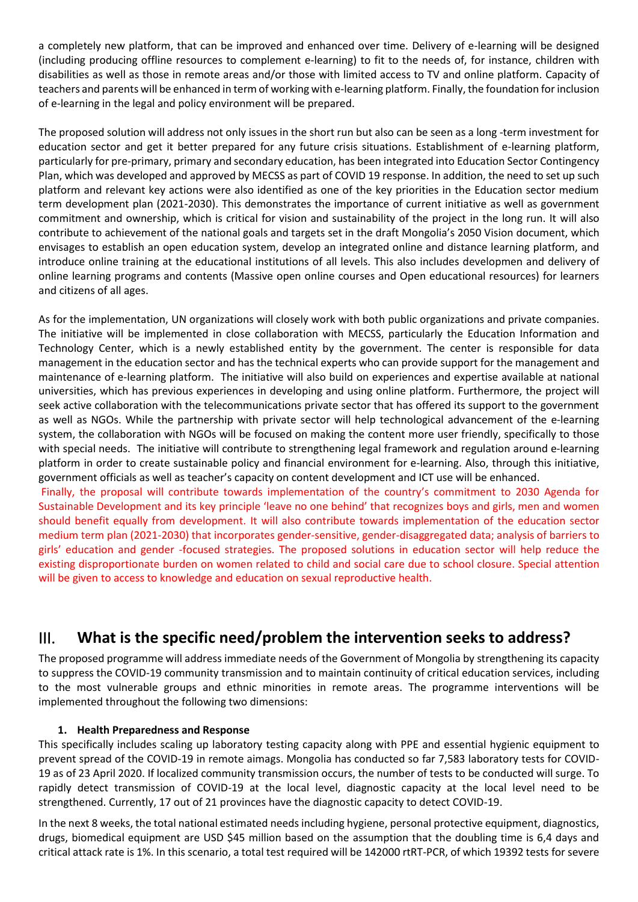a completely new platform, that can be improved and enhanced over time. Delivery of e-learning will be designed (including producing offline resources to complement e-learning) to fit to the needs of, for instance, children with disabilities as well as those in remote areas and/or those with limited access to TV and online platform. Capacity of teachers and parents will be enhanced in term of working with e-learning platform. Finally, the foundation for inclusion of e-learning in the legal and policy environment will be prepared.

The proposed solution will address not only issues in the short run but also can be seen as a long -term investment for education sector and get it better prepared for any future crisis situations. Establishment of e-learning platform, particularly for pre-primary, primary and secondary education, has been integrated into Education Sector Contingency Plan, which was developed and approved by MECSS as part of COVID 19 response. In addition, the need to set up such platform and relevant key actions were also identified as one of the key priorities in the Education sector medium term development plan (2021-2030). This demonstrates the importance of current initiative as well as government commitment and ownership, which is critical for vision and sustainability of the project in the long run. It will also contribute to achievement of the national goals and targets set in the draft Mongolia's 2050 Vision document, which envisages to establish an open education system, develop an integrated online and distance learning platform, and introduce online training at the educational institutions of all levels. This also includes developmen and delivery of online learning programs and contents (Massive open online courses and Open educational resources) for learners and citizens of all ages.

As for the implementation, UN organizations will closely work with both public organizations and private companies. The initiative will be implemented in close collaboration with MECSS, particularly the Education Information and Technology Center, which is a newly established entity by the government. The center is responsible for data management in the education sector and has the technical experts who can provide support for the management and maintenance of e-learning platform. The initiative will also build on experiences and expertise available at national universities, which has previous experiences in developing and using online platform. Furthermore, the project will seek active collaboration with the telecommunications private sector that has offered its support to the government as well as NGOs. While the partnership with private sector will help technological advancement of the e-learning system, the collaboration with NGOs will be focused on making the content more user friendly, specifically to those with special needs. The initiative will contribute to strengthening legal framework and regulation around e-learning platform in order to create sustainable policy and financial environment for e-learning. Also, through this initiative, government officials as well as teacher's capacity on content development and ICT use will be enhanced.

Finally, the proposal will contribute towards implementation of the country's commitment to 2030 Agenda for Sustainable Development and its key principle 'leave no one behind' that recognizes boys and girls, men and women should benefit equally from development. It will also contribute towards implementation of the education sector medium term plan (2021-2030) that incorporates gender-sensitive, gender-disaggregated data; analysis of barriers to girls' education and gender -focused strategies. The proposed solutions in education sector will help reduce the existing disproportionate burden on women related to child and social care due to school closure. Special attention will be given to access to knowledge and education on sexual reproductive health.

## III. What is the specific need/problem the intervention seeks to address?

The proposed programme will address immediate needs of the Government of Mongolia by strengthening its capacity to suppress the COVID-19 community transmission and to maintain continuity of critical education services, including to the most vulnerable groups and ethnic minorities in remote areas. The programme interventions will be implemented throughout the following two dimensions:

### 1. Health Preparedness and Response

This specifically includes scaling up laboratory testing capacity along with PPE and essential hygienic equipment to prevent spread of the COVID-19 in remote aimags. Mongolia has conducted so far 7,583 laboratory tests for COVID-19 as of 23 April 2020. If localized community transmission occurs, the number of tests to be conducted will surge. To rapidly detect transmission of COVID-19 at the local level, diagnostic capacity at the local level need to be strengthened. Currently, 17 out of 21 provinces have the diagnostic capacity to detect COVID-19.

In the next 8 weeks, the total national estimated needs including hygiene, personal protective equipment, diagnostics, drugs, biomedical equipment are USD $45 million based on the assumption that the doubling time is 6,4 days and critical attack rate is 1%. In this scenario, a total test required will be 142000 rtRT-PCR, of which 19392 tests for severe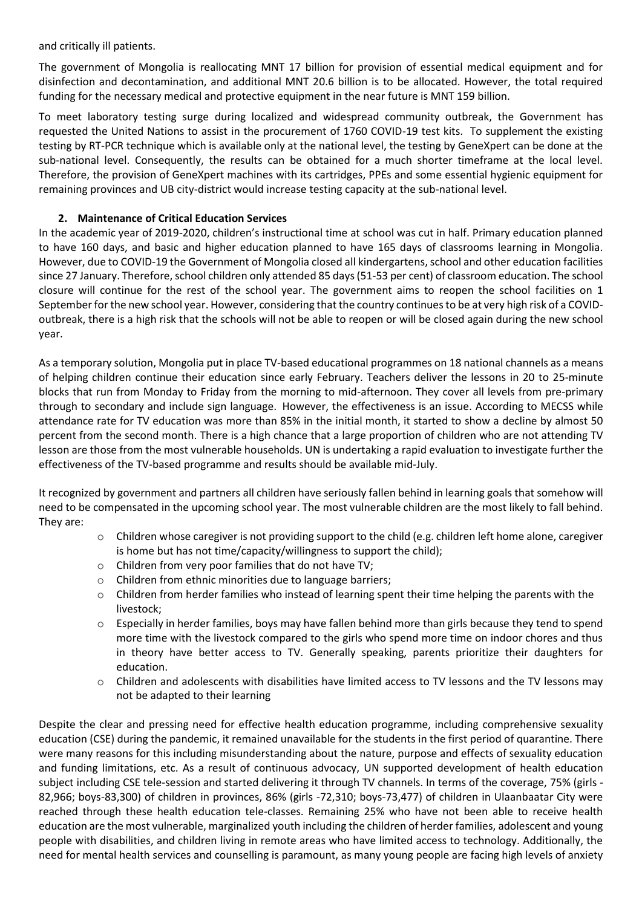and critically ill patients.

The government of Mongolia is reallocating MNT 17 billion for provision of essential medical equipment and for disinfection and decontamination, and additional MNT 20.6 billion is to be allocated. However, the total required funding for the necessary medical and protective equipment in the near future is MNT 159 billion.

To meet laboratory testing surge during localized and widespread community outbreak, the Government has requested the United Nations to assist in the procurement of 1760 COVID-19 test kits. To supplement the existing testing by RT-PCR technique which is available only at the national level, the testing by GeneXpert can be done at the sub-national level. Consequently, the results can be obtained for a much shorter timeframe at the local level. Therefore, the provision of GeneXpert machines with its cartridges, PPEs and some essential hygienic equipment for remaining provinces and UB city-district would increase testing capacity at the sub-national level.

## 2. Maintenance of Critical Education Services

In the academic year of 2019-2020, children's instructional time at school was cut in half. Primary education planned to have 160 days, and basic and higher education planned to have 165 days of classrooms learning in Mongolia. However, due to COVID-19 the Government of Mongolia closed all kindergartens, school and other education facilities since 27 January. Therefore, school children only attended 85 days (51-53 per cent) of classroom education. The school closure will continue for the rest of the school year. The government aims to reopen the school facilities on 1 September for the new school year. However, considering that the country continues to be at very high risk of a COVID-outbreak, there is a high risk that the schools will not be able to reopen or will be closed again during the new school year.

As a temporary solution, Mongolia put in place TV-based educational programmes on 18 national channels as a means of helping children continue their education since early February. Teachers deliver the lessons in 20 to 25-minute blocks that run from Monday to Friday from the morning to mid-afternoon. They cover all levels from pre-primary through to secondary and include sign language. However, the effectiveness is an issue. According to MECSS while attendance rate for TV education was more than 85% in the initial month, it started to show a decline by almost 50 percent from the second month. There is a high chance that a large proportion of children who are not attending TV lesson are those from the most vulnerable households. UN is undertaking a rapid evaluation to investigate further the effectiveness of the TV-based programme and results should be available mid-July.

It recognized by government and partners all children have seriously fallen behind in learning goals that somehow will need to be compensated in the upcoming school year. The most vulnerable children are the most likely to fall behind. They are:

- Children whose caregiver is not providing support to the child (e.g. children left home alone, caregiver is home but has not time/capacity/willingness to support the child);
- Children from very poor families that do not have TV;
- Children from ethnic minorities due to language barriers;
- Children from herder families who instead of learning spent their time helping the parents with the livestock;
- Especially in herder families, boys may have fallen behind more than girls because they tend to spend more time with the livestock compared to the girls who spend more time on indoor chores and thus in theory have better access to TV. Generally speaking, parents prioritize their daughters for education.
- Children and adolescents with disabilities have limited access to TV lessons and the TV lessons may not be adapted to their learning

Despite the clear and pressing need for effective health education programme, including comprehensive sexuality education (CSE) during the pandemic, it remained unavailable for the students in the first period of quarantine. There were many reasons for this including misunderstanding about the nature, purpose and effects of sexuality education and funding limitations, etc. As a result of continuous advocacy, UN supported development of health education subject including CSE tele-session and started delivering it through TV channels. In terms of the coverage, 75% (girls - 82,966; boys-83,300) of children in provinces, 86% (girls -72,310; boys-73,477) of children in Ulaanbaatar City were reached through these health education tele-classes. Remaining 25% who have not been able to receive health education are the most vulnerable, marginalized youth including the children of herder families, adolescent and young people with disabilities, and children living in remote areas who have limited access to technology. Additionally, the need for mental health services and counselling is paramount, as many young people are facing high levels of anxiety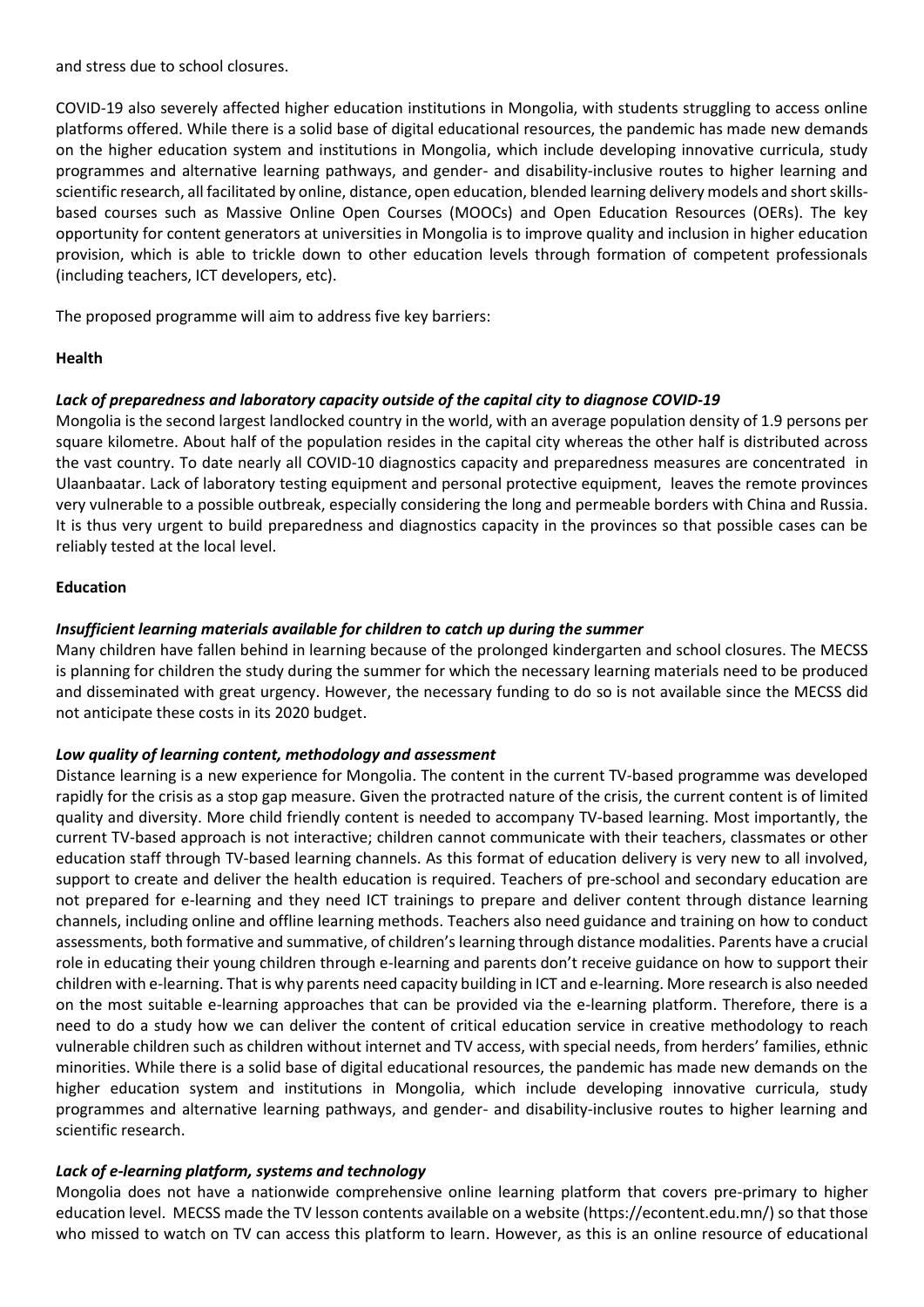and stress due to school closures.

COVID-19 also severely affected higher education institutions in Mongolia, with students struggling to access online platforms offered. While there is a solid base of digital educational resources, the pandemic has made new demands on the higher education system and institutions in Mongolia, which include developing innovative curricula, study programmes and alternative learning pathways, and gender- and disability-inclusive routes to higher learning and scientific research, all facilitated by online, distance, open education, blended learning delivery models and short skills-based courses such as Massive Online Open Courses (MOOCs) and Open Education Resources (OERs). The key opportunity for content generators at universities in Mongolia is to improve quality and inclusion in higher education provision, which is able to trickle down to other education levels through formation of competent professionals (including teachers, ICT developers, etc).

The proposed programme will aim to address five key barriers:

**Health**

***Lack of preparedness and laboratory capacity outside of the capital city to diagnose COVID-19***

Mongolia is the second largest landlocked country in the world, with an average population density of 1.9 persons per square kilometre. About half of the population resides in the capital city whereas the other half is distributed across the vast country. To date nearly all COVID-10 diagnostics capacity and preparedness measures are concentrated in Ulaanbaatar. Lack of laboratory testing equipment and personal protective equipment, leaves the remote provinces very vulnerable to a possible outbreak, especially considering the long and permeable borders with China and Russia. It is thus very urgent to build preparedness and diagnostics capacity in the provinces so that possible cases can be reliably tested at the local level.

**Education**

***Insufficient learning materials available for children to catch up during the summer***

Many children have fallen behind in learning because of the prolonged kindergarten and school closures. The MECSS is planning for children the study during the summer for which the necessary learning materials need to be produced and disseminated with great urgency. However, the necessary funding to do so is not available since the MECSS did not anticipate these costs in its 2020 budget.

***Low quality of learning content, methodology and assessment***

Distance learning is a new experience for Mongolia. The content in the current TV-based programme was developed rapidly for the crisis as a stop gap measure. Given the protracted nature of the crisis, the current content is of limited quality and diversity. More child friendly content is needed to accompany TV-based learning. Most importantly, the current TV-based approach is not interactive; children cannot communicate with their teachers, classmates or other education staff through TV-based learning channels. As this format of education delivery is very new to all involved, support to create and deliver the health education is required. Teachers of pre-school and secondary education are not prepared for e-learning and they need ICT trainings to prepare and deliver content through distance learning channels, including online and offline learning methods. Teachers also need guidance and training on how to conduct assessments, both formative and summative, of children's learning through distance modalities. Parents have a crucial role in educating their young children through e-learning and parents don't receive guidance on how to support their children with e-learning. That is why parents need capacity building in ICT and e-learning. More research is also needed on the most suitable e-learning approaches that can be provided via the e-learning platform. Therefore, there is a need to do a study how we can deliver the content of critical education service in creative methodology to reach vulnerable children such as children without internet and TV access, with special needs, from herders' families, ethnic minorities. While there is a solid base of digital educational resources, the pandemic has made new demands on the higher education system and institutions in Mongolia, which include developing innovative curricula, study programmes and alternative learning pathways, and gender- and disability-inclusive routes to higher learning and scientific research.

***Lack of e-learning platform, systems and technology***

Mongolia does not have a nationwide comprehensive online learning platform that covers pre-primary to higher education level. MECSS made the TV lesson contents available on a website (https://econtent.edu.mn/) so that those who missed to watch on TV can access this platform to learn. However, as this is an online resource of educational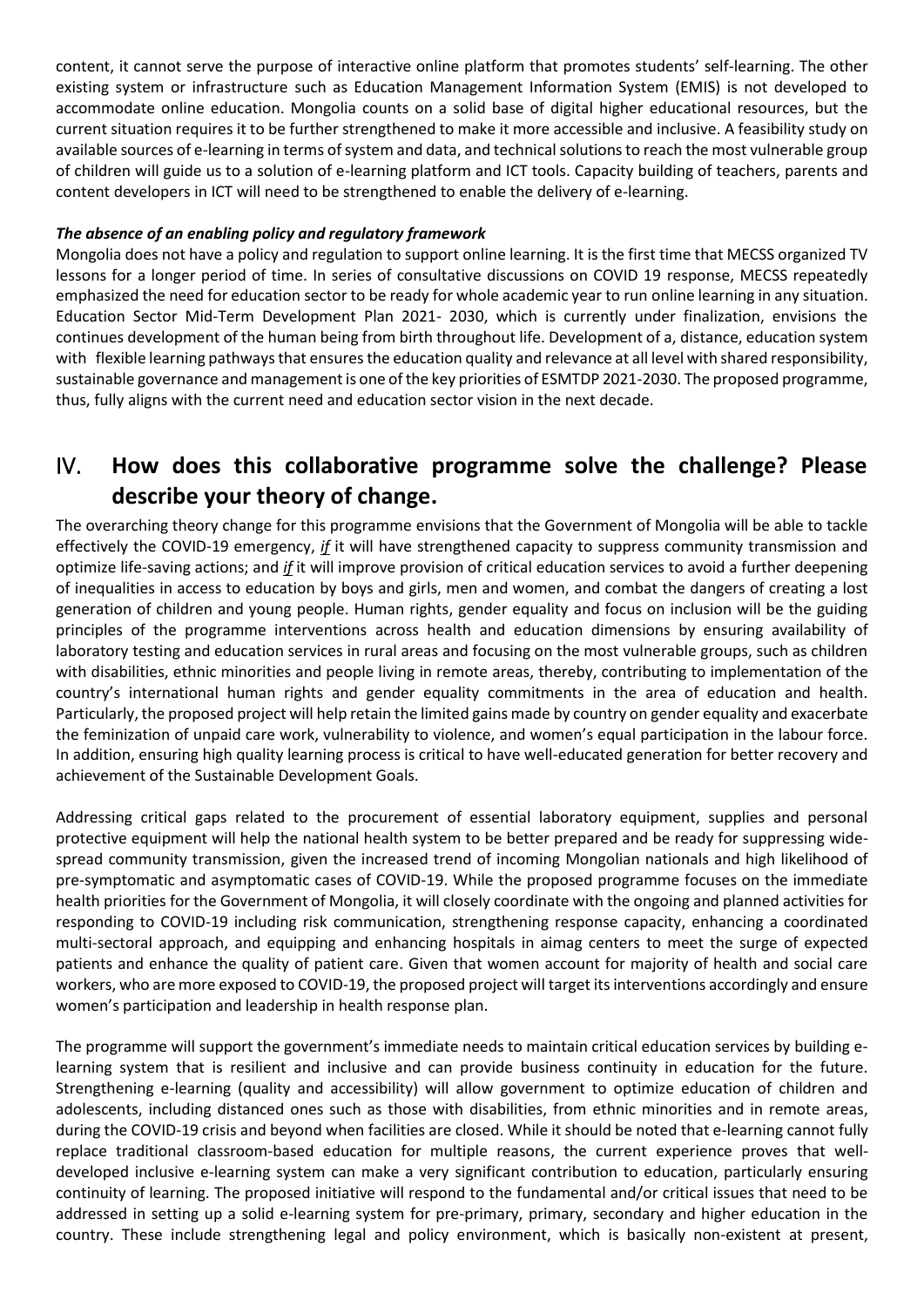content, it cannot serve the purpose of interactive online platform that promotes students' self-learning. The other existing system or infrastructure such as Education Management Information System (EMIS) is not developed to accommodate online education. Mongolia counts on a solid base of digital higher educational resources, but the current situation requires it to be further strengthened to make it more accessible and inclusive. A feasibility study on available sources of e-learning in terms of system and data, and technical solutions to reach the most vulnerable group of children will guide us to a solution of e-learning platform and ICT tools. Capacity building of teachers, parents and content developers in ICT will need to be strengthened to enable the delivery of e-learning.

***The absence of an enabling policy and regulatory framework***

Mongolia does not have a policy and regulation to support online learning. It is the first time that MECSS organized TV lessons for a longer period of time. In series of consultative discussions on COVID 19 response, MECSS repeatedly emphasized the need for education sector to be ready for whole academic year to run online learning in any situation. Education Sector Mid-Term Development Plan 2021- 2030, which is currently under finalization, envisions the continues development of the human being from birth throughout life. Development of a, distance, education system with flexible learning pathways that ensures the education quality and relevance at all level with shared responsibility, sustainable governance and management is one of the key priorities of ESMTDP 2021-2030. The proposed programme, thus, fully aligns with the current need and education sector vision in the next decade.

## IV. How does this collaborative programme solve the challenge? Please describe your theory of change.

The overarching theory change for this programme envisions that the Government of Mongolia will be able to tackle effectively the COVID-19 emergency, ***if*** it will have strengthened capacity to suppress community transmission and optimize life-saving actions; and ***if*** it will improve provision of critical education services to avoid a further deepening of inequalities in access to education by boys and girls, men and women, and combat the dangers of creating a lost generation of children and young people. Human rights, gender equality and focus on inclusion will be the guiding principles of the programme interventions across health and education dimensions by ensuring availability of laboratory testing and education services in rural areas and focusing on the most vulnerable groups, such as children with disabilities, ethnic minorities and people living in remote areas, thereby, contributing to implementation of the country's international human rights and gender equality commitments in the area of education and health. Particularly, the proposed project will help retain the limited gains made by country on gender equality and exacerbate the feminization of unpaid care work, vulnerability to violence, and women's equal participation in the labour force. In addition, ensuring high quality learning process is critical to have well-educated generation for better recovery and achievement of the Sustainable Development Goals.

Addressing critical gaps related to the procurement of essential laboratory equipment, supplies and personal protective equipment will help the national health system to be better prepared and be ready for suppressing wide-spread community transmission, given the increased trend of incoming Mongolian nationals and high likelihood of pre-symptomatic and asymptomatic cases of COVID-19. While the proposed programme focuses on the immediate health priorities for the Government of Mongolia, it will closely coordinate with the ongoing and planned activities for responding to COVID-19 including risk communication, strengthening response capacity, enhancing a coordinated multi-sectoral approach, and equipping and enhancing hospitals in aimag centers to meet the surge of expected patients and enhance the quality of patient care. Given that women account for majority of health and social care workers, who are more exposed to COVID-19, the proposed project will target its interventions accordingly and ensure women's participation and leadership in health response plan.

The programme will support the government's immediate needs to maintain critical education services by building e-learning system that is resilient and inclusive and can provide business continuity in education for the future. Strengthening e-learning (quality and accessibility) will allow government to optimize education of children and adolescents, including distanced ones such as those with disabilities, from ethnic minorities and in remote areas, during the COVID-19 crisis and beyond when facilities are closed. While it should be noted that e-learning cannot fully replace traditional classroom-based education for multiple reasons, the current experience proves that well-developed inclusive e-learning system can make a very significant contribution to education, particularly ensuring continuity of learning. The proposed initiative will respond to the fundamental and/or critical issues that need to be addressed in setting up a solid e-learning system for pre-primary, primary, secondary and higher education in the country. These include strengthening legal and policy environment, which is basically non-existent at present,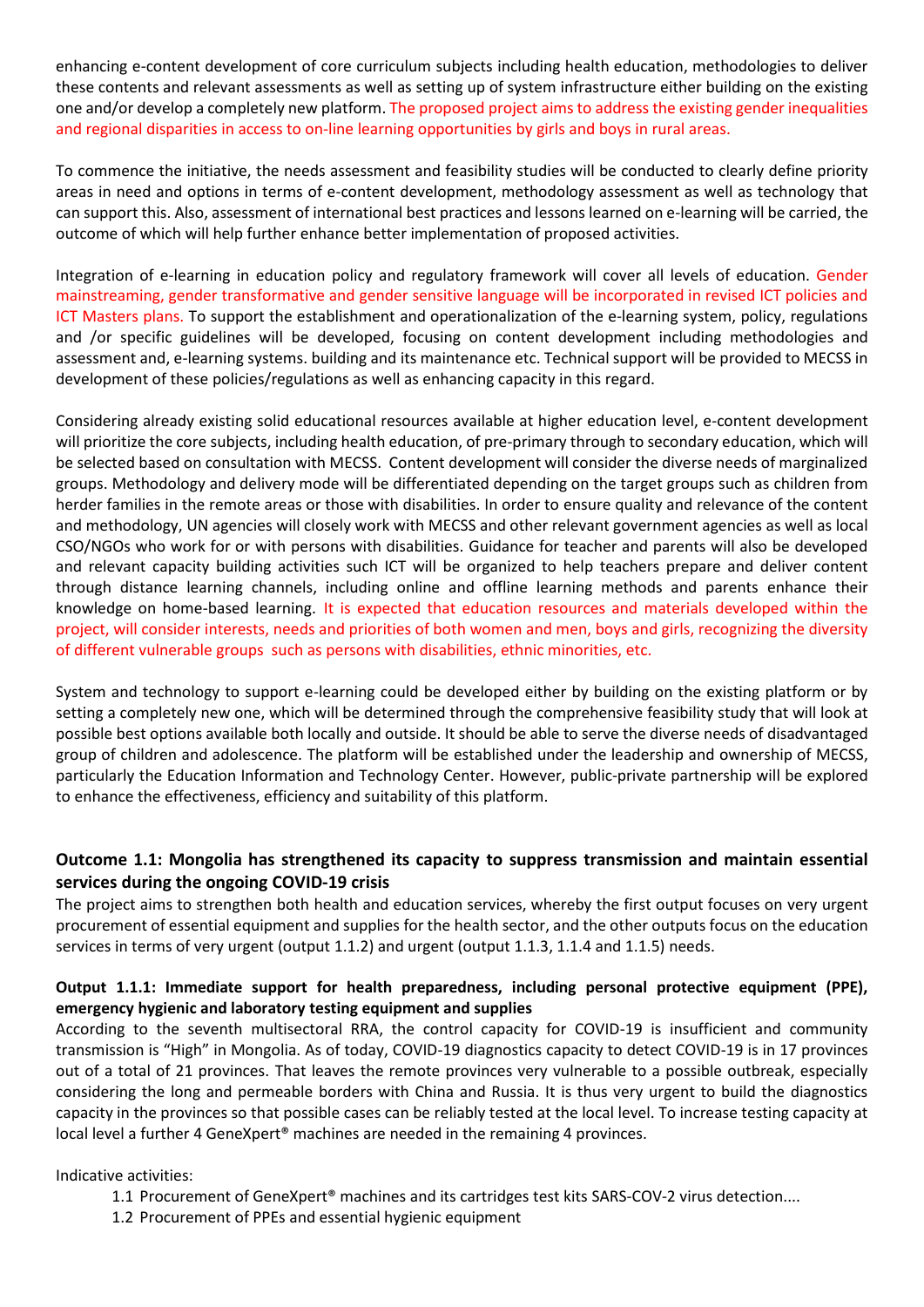enhancing e-content development of core curriculum subjects including health education, methodologies to deliver these contents and relevant assessments as well as setting up of system infrastructure either building on the existing one and/or develop a completely new platform. The proposed project aims to address the existing gender inequalities and regional disparities in access to on-line learning opportunities by girls and boys in rural areas.

To commence the initiative, the needs assessment and feasibility studies will be conducted to clearly define priority areas in need and options in terms of e-content development, methodology assessment as well as technology that can support this. Also, assessment of international best practices and lessons learned on e-learning will be carried, the outcome of which will help further enhance better implementation of proposed activities.

Integration of e-learning in education policy and regulatory framework will cover all levels of education. Gender mainstreaming, gender transformative and gender sensitive language will be incorporated in revised ICT policies and ICT Masters plans. To support the establishment and operationalization of the e-learning system, policy, regulations and /or specific guidelines will be developed, focusing on content development including methodologies and assessment and, e-learning systems. building and its maintenance etc. Technical support will be provided to MECSS in development of these policies/regulations as well as enhancing capacity in this regard.

Considering already existing solid educational resources available at higher education level, e-content development will prioritize the core subjects, including health education, of pre-primary through to secondary education, which will be selected based on consultation with MECSS. Content development will consider the diverse needs of marginalized groups. Methodology and delivery mode will be differentiated depending on the target groups such as children from herder families in the remote areas or those with disabilities. In order to ensure quality and relevance of the content and methodology, UN agencies will closely work with MECSS and other relevant government agencies as well as local CSO/NGOs who work for or with persons with disabilities. Guidance for teacher and parents will also be developed and relevant capacity building activities such ICT will be organized to help teachers prepare and deliver content through distance learning channels, including online and offline learning methods and parents enhance their knowledge on home-based learning. It is expected that education resources and materials developed within the project, will consider interests, needs and priorities of both women and men, boys and girls, recognizing the diversity of different vulnerable groups such as persons with disabilities, ethnic minorities, etc.

System and technology to support e-learning could be developed either by building on the existing platform or by setting a completely new one, which will be determined through the comprehensive feasibility study that will look at possible best options available both locally and outside. It should be able to serve the diverse needs of disadvantaged group of children and adolescence. The platform will be established under the leadership and ownership of MECSS, particularly the Education Information and Technology Center. However, public-private partnership will be explored to enhance the effectiveness, efficiency and suitability of this platform.

**Outcome 1.1: Mongolia has strengthened its capacity to suppress transmission and maintain essential services during the ongoing COVID-19 crisis**

The project aims to strengthen both health and education services, whereby the first output focuses on very urgent procurement of essential equipment and supplies for the health sector, and the other outputs focus on the education services in terms of very urgent (output 1.1.2) and urgent (output 1.1.3, 1.1.4 and 1.1.5) needs.

**Output 1.1.1: Immediate support for health preparedness, including personal protective equipment (PPE), emergency hygienic and laboratory testing equipment and supplies**

According to the seventh multisectoral RRA, the control capacity for COVID-19 is insufficient and community transmission is "High" in Mongolia. As of today, COVID-19 diagnostics capacity to detect COVID-19 is in 17 provinces out of a total of 21 provinces. That leaves the remote provinces very vulnerable to a possible outbreak, especially considering the long and permeable borders with China and Russia. It is thus very urgent to build the diagnostics capacity in the provinces so that possible cases can be reliably tested at the local level. To increase testing capacity at local level a further 4 GeneXpert® machines are needed in the remaining 4 provinces.

Indicative activities:

1.1 Procurement of GeneXpert® machines and its cartridges test kits SARS-COV-2 virus detection....
1.2 Procurement of PPEs and essential hygienic equipment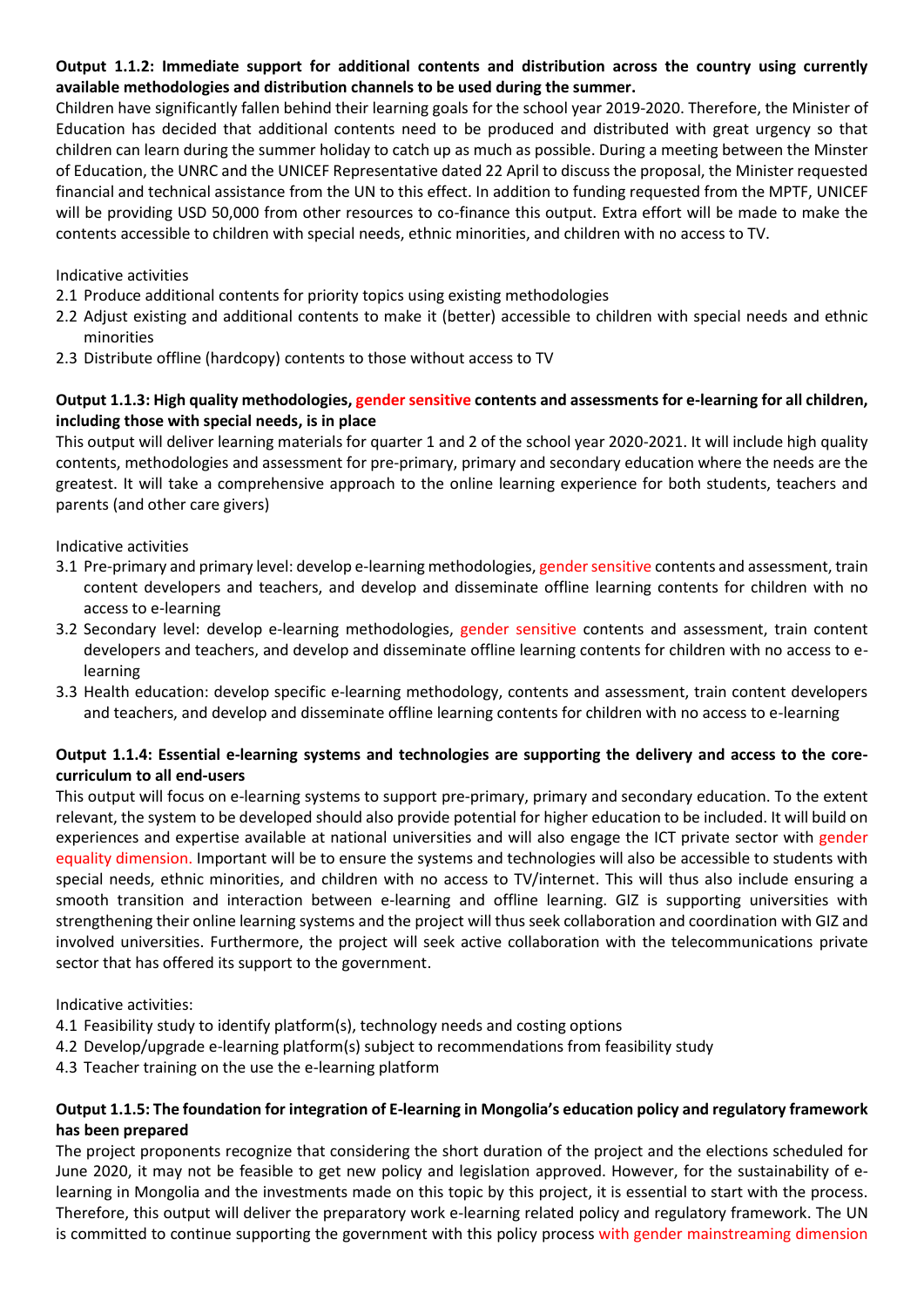**Output 1.1.2: Immediate support for additional contents and distribution across the country using currently available methodologies and distribution channels to be used during the summer.**

Children have significantly fallen behind their learning goals for the school year 2019-2020. Therefore, the Minister of Education has decided that additional contents need to be produced and distributed with great urgency so that children can learn during the summer holiday to catch up as much as possible. During a meeting between the Minster of Education, the UNRC and the UNICEF Representative dated 22 April to discuss the proposal, the Minister requested financial and technical assistance from the UN to this effect. In addition to funding requested from the MPTF, UNICEF will be providing USD 50,000 from other resources to co-finance this output. Extra effort will be made to make the contents accessible to children with special needs, ethnic minorities, and children with no access to TV.

Indicative activities

2.1 Produce additional contents for priority topics using existing methodologies
2.2 Adjust existing and additional contents to make it (better) accessible to children with special needs and ethnic minorities
2.3 Distribute offline (hardcopy) contents to those without access to TV

**Output 1.1.3: High quality methodologies, gender sensitive contents and assessments for e-learning for all children, including those with special needs, is in place**

This output will deliver learning materials for quarter 1 and 2 of the school year 2020-2021. It will include high quality contents, methodologies and assessment for pre-primary, primary and secondary education where the needs are the greatest. It will take a comprehensive approach to the online learning experience for both students, teachers and parents (and other care givers)

Indicative activities

3.1 Pre-primary and primary level: develop e-learning methodologies, gender sensitive contents and assessment, train content developers and teachers, and develop and disseminate offline learning contents for children with no access to e-learning
3.2 Secondary level: develop e-learning methodologies, gender sensitive contents and assessment, train content developers and teachers, and develop and disseminate offline learning contents for children with no access to e-learning
3.3 Health education: develop specific e-learning methodology, contents and assessment, train content developers and teachers, and develop and disseminate offline learning contents for children with no access to e-learning

**Output 1.1.4: Essential e-learning systems and technologies are supporting the delivery and access to the core-curriculum to all end-users**

This output will focus on e-learning systems to support pre-primary, primary and secondary education. To the extent relevant, the system to be developed should also provide potential for higher education to be included. It will build on experiences and expertise available at national universities and will also engage the ICT private sector with gender equality dimension. Important will be to ensure the systems and technologies will also be accessible to students with special needs, ethnic minorities, and children with no access to TV/internet. This will thus also include ensuring a smooth transition and interaction between e-learning and offline learning. GIZ is supporting universities with strengthening their online learning systems and the project will thus seek collaboration and coordination with GIZ and involved universities. Furthermore, the project will seek active collaboration with the telecommunications private sector that has offered its support to the government.

Indicative activities:

4.1 Feasibility study to identify platform(s), technology needs and costing options
4.2 Develop/upgrade e-learning platform(s) subject to recommendations from feasibility study
4.3 Teacher training on the use the e-learning platform

**Output 1.1.5: The foundation for integration of E-learning in Mongolia's education policy and regulatory framework has been prepared**

The project proponents recognize that considering the short duration of the project and the elections scheduled for June 2020, it may not be feasible to get new policy and legislation approved. However, for the sustainability of e-learning in Mongolia and the investments made on this topic by this project, it is essential to start with the process. Therefore, this output will deliver the preparatory work e-learning related policy and regulatory framework. The UN is committed to continue supporting the government with this policy process with gender mainstreaming dimension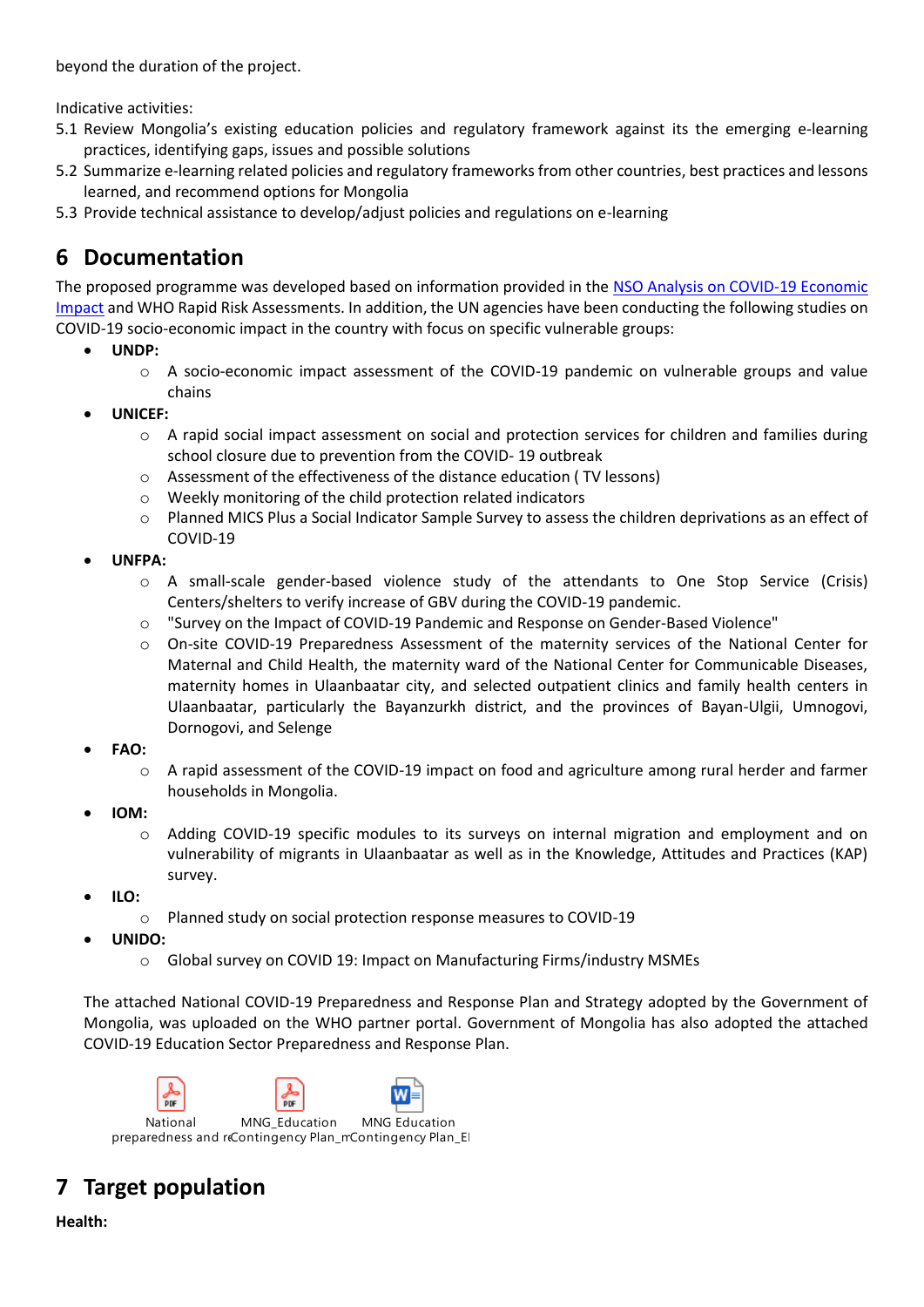beyond the duration of the project.

Indicative activities:

5.1 Review Mongolia's existing education policies and regulatory framework against its the emerging e-learning practices, identifying gaps, issues and possible solutions
5.2 Summarize e-learning related policies and regulatory frameworks from other countries, best practices and lessons learned, and recommend options for Mongolia
5.3 Provide technical assistance to develop/adjust policies and regulations on e-learning

# 6 Documentation

The proposed programme was developed based on information provided in the [NSO Analysis on COVID-19 Economic Impact]() and WHO Rapid Risk Assessments. In addition, the UN agencies have been conducting the following studies on COVID-19 socio-economic impact in the country with focus on specific vulnerable groups:

- **UNDP:**
  - A socio-economic impact assessment of the COVID-19 pandemic on vulnerable groups and value chains
- **UNICEF:**
  - A rapid social impact assessment on social and protection services for children and families during school closure due to prevention from the COVID- 19 outbreak
  - Assessment of the effectiveness of the distance education ( TV lessons)
  - Weekly monitoring of the child protection related indicators
  - Planned MICS Plus a Social Indicator Sample Survey to assess the children deprivations as an effect of COVID-19
- **UNFPA:**
  - A small-scale gender-based violence study of the attendants to One Stop Service (Crisis) Centers/shelters to verify increase of GBV during the COVID-19 pandemic.
  - "Survey on the Impact of COVID-19 Pandemic and Response on Gender-Based Violence"
  - On-site COVID-19 Preparedness Assessment of the maternity services of the National Center for Maternal and Child Health, the maternity ward of the National Center for Communicable Diseases, maternity homes in Ulaanbaatar city, and selected outpatient clinics and family health centers in Ulaanbaatar, particularly the Bayanzurkh district, and the provinces of Bayan-Ulgii, Umnogovi, Dornogovi, and Selenge
- **FAO:**
  - A rapid assessment of the COVID-19 impact on food and agriculture among rural herder and farmer households in Mongolia.
- **IOM:**
  - Adding COVID-19 specific modules to its surveys on internal migration and employment and on vulnerability of migrants in Ulaanbaatar as well as in the Knowledge, Attitudes and Practices (KAP) survey.
- **ILO:**
  - Planned study on social protection response measures to COVID-19
- **UNIDO:**
  - Global survey on COVID 19: Impact on Manufacturing Firms/industry MSMEs

The attached National COVID-19 Preparedness and Response Plan and Strategy adopted by the Government of Mongolia, was uploaded on the WHO partner portal. Government of Mongolia has also adopted the attached COVID-19 Education Sector Preparedness and Response Plan.

National preparedness and r | MNG_Education Contingency Plan_m | MNG Education Contingency Plan_El

# 7 Target population

**Health:**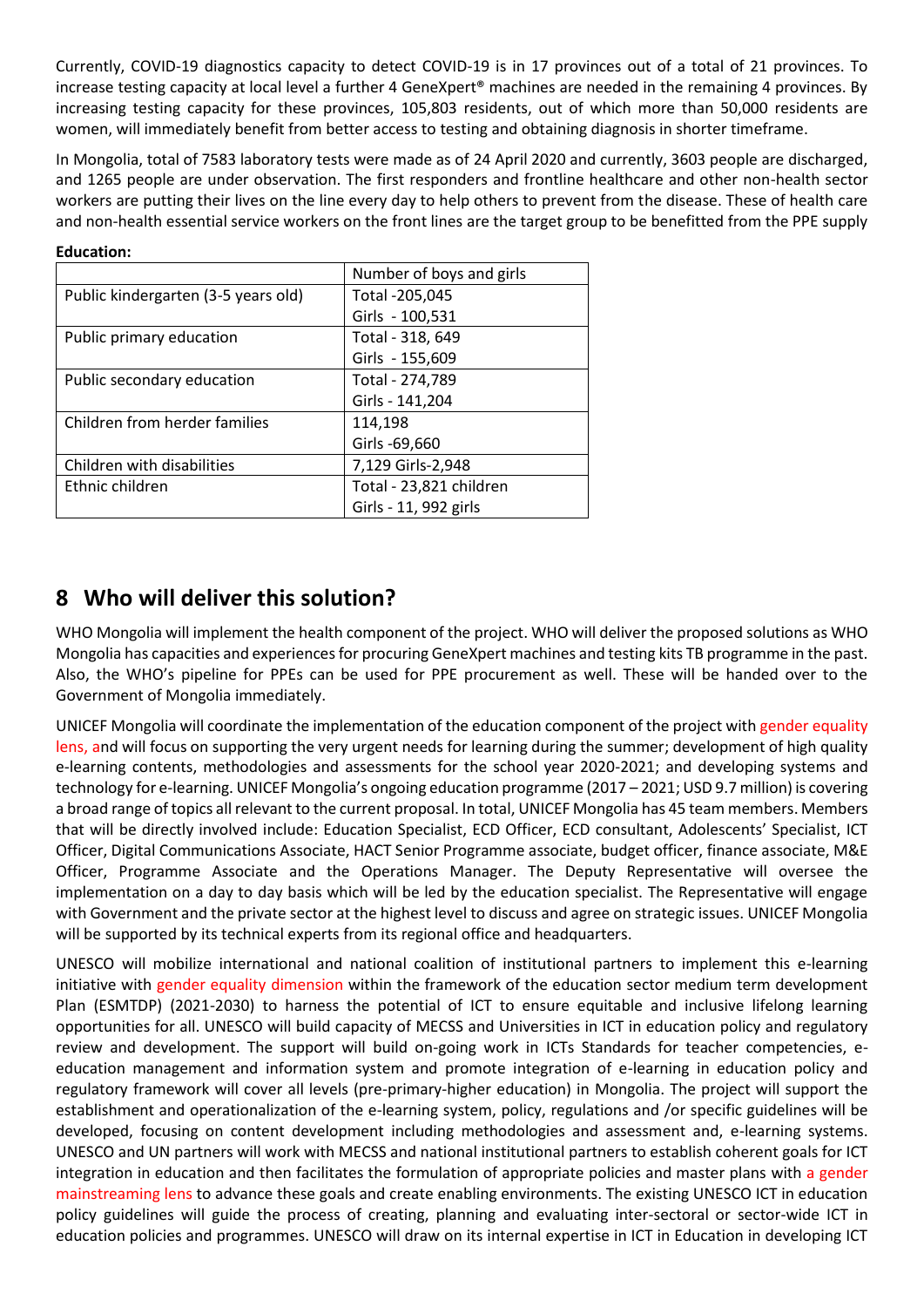Currently, COVID-19 diagnostics capacity to detect COVID-19 is in 17 provinces out of a total of 21 provinces. To increase testing capacity at local level a further 4 GeneXpert® machines are needed in the remaining 4 provinces. By increasing testing capacity for these provinces, 105,803 residents, out of which more than 50,000 residents are women, will immediately benefit from better access to testing and obtaining diagnosis in shorter timeframe.

In Mongolia, total of 7583 laboratory tests were made as of 24 April 2020 and currently, 3603 people are discharged, and 1265 people are under observation. The first responders and frontline healthcare and other non-health sector workers are putting their lives on the line every day to help others to prevent from the disease. These of health care and non-health essential service workers on the front lines are the target group to be benefitted from the PPE supply

**Education:**

| | Number of boys and girls |
|---|---|
| Public kindergarten (3-5 years old) | Total -205,045<br>Girls - 100,531 |
| Public primary education | Total - 318, 649<br>Girls - 155,609 |
| Public secondary education | Total - 274,789<br>Girls - 141,204 |
| Children from herder families | 114,198<br>Girls -69,660 |
| Children with disabilities | 7,129 Girls-2,948 |
| Ethnic children | Total - 23,821 children<br>Girls - 11, 992 girls |

## 8 Who will deliver this solution?

WHO Mongolia will implement the health component of the project. WHO will deliver the proposed solutions as WHO Mongolia has capacities and experiences for procuring GeneXpert machines and testing kits TB programme in the past. Also, the WHO's pipeline for PPEs can be used for PPE procurement as well. These will be handed over to the Government of Mongolia immediately.

UNICEF Mongolia will coordinate the implementation of the education component of the project with gender equality lens, and will focus on supporting the very urgent needs for learning during the summer; development of high quality e-learning contents, methodologies and assessments for the school year 2020-2021; and developing systems and technology for e-learning. UNICEF Mongolia's ongoing education programme (2017 – 2021; USD 9.7 million) is covering a broad range of topics all relevant to the current proposal. In total, UNICEF Mongolia has 45 team members. Members that will be directly involved include: Education Specialist, ECD Officer, ECD consultant, Adolescents' Specialist, ICT Officer, Digital Communications Associate, HACT Senior Programme associate, budget officer, finance associate, M&E Officer, Programme Associate and the Operations Manager. The Deputy Representative will oversee the implementation on a day to day basis which will be led by the education specialist. The Representative will engage with Government and the private sector at the highest level to discuss and agree on strategic issues. UNICEF Mongolia will be supported by its technical experts from its regional office and headquarters.

UNESCO will mobilize international and national coalition of institutional partners to implement this e-learning initiative with gender equality dimension within the framework of the education sector medium term development Plan (ESMTDP) (2021-2030) to harness the potential of ICT to ensure equitable and inclusive lifelong learning opportunities for all. UNESCO will build capacity of MECSS and Universities in ICT in education policy and regulatory review and development. The support will build on-going work in ICTs Standards for teacher competencies, e-education management and information system and promote integration of e-learning in education policy and regulatory framework will cover all levels (pre-primary-higher education) in Mongolia. The project will support the establishment and operationalization of the e-learning system, policy, regulations and /or specific guidelines will be developed, focusing on content development including methodologies and assessment and, e-learning systems. UNESCO and UN partners will work with MECSS and national institutional partners to establish coherent goals for ICT integration in education and then facilitates the formulation of appropriate policies and master plans with a gender mainstreaming lens to advance these goals and create enabling environments. The existing UNESCO ICT in education policy guidelines will guide the process of creating, planning and evaluating inter-sectoral or sector-wide ICT in education policies and programmes. UNESCO will draw on its internal expertise in ICT in Education in developing ICT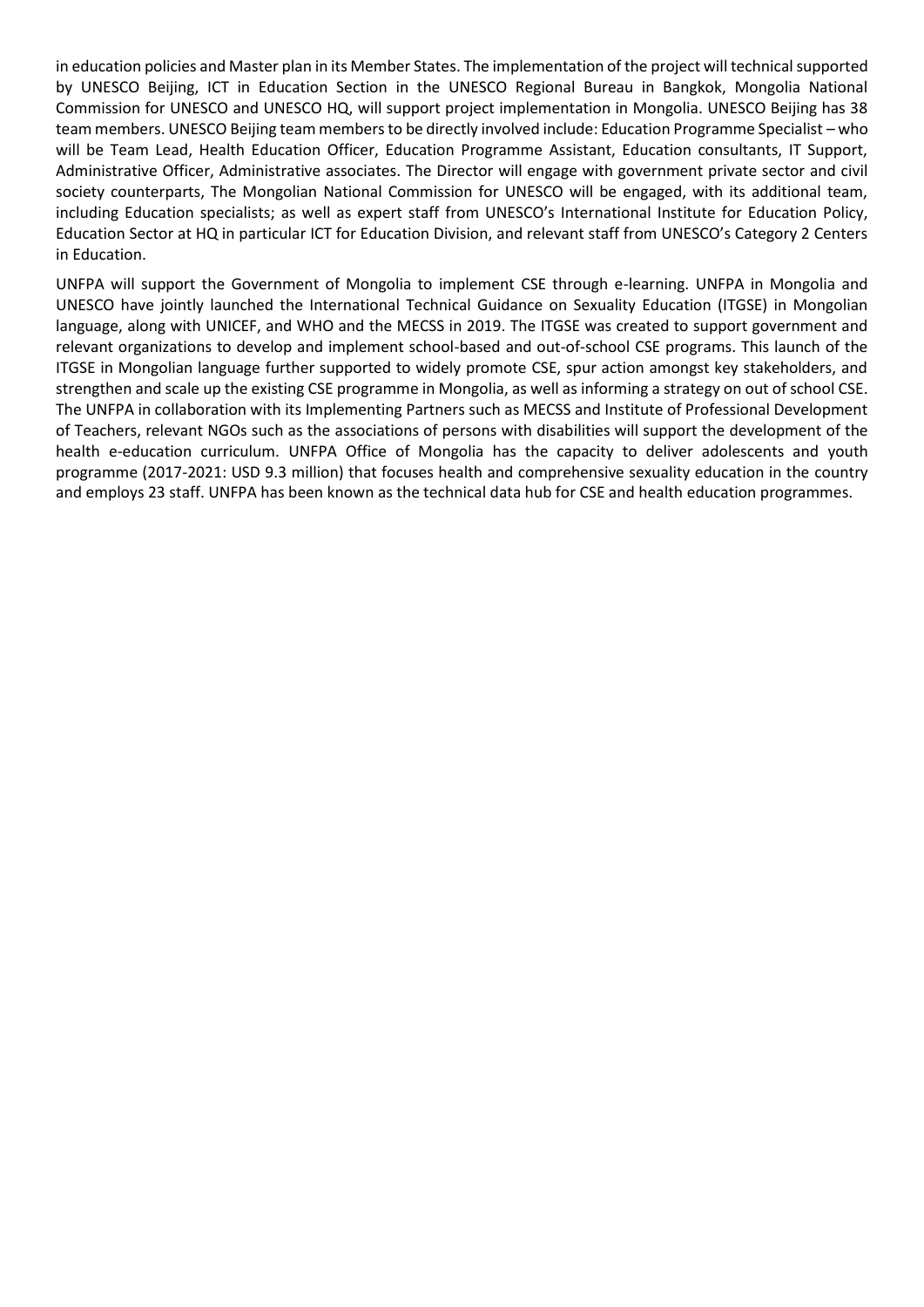in education policies and Master plan in its Member States. The implementation of the project will technical supported by UNESCO Beijing, ICT in Education Section in the UNESCO Regional Bureau in Bangkok, Mongolia National Commission for UNESCO and UNESCO HQ, will support project implementation in Mongolia. UNESCO Beijing has 38 team members. UNESCO Beijing team members to be directly involved include: Education Programme Specialist – who will be Team Lead, Health Education Officer, Education Programme Assistant, Education consultants, IT Support, Administrative Officer, Administrative associates. The Director will engage with government private sector and civil society counterparts, The Mongolian National Commission for UNESCO will be engaged, with its additional team, including Education specialists; as well as expert staff from UNESCO's International Institute for Education Policy, Education Sector at HQ in particular ICT for Education Division, and relevant staff from UNESCO's Category 2 Centers in Education.

UNFPA will support the Government of Mongolia to implement CSE through e-learning. UNFPA in Mongolia and UNESCO have jointly launched the International Technical Guidance on Sexuality Education (ITGSE) in Mongolian language, along with UNICEF, and WHO and the MECSS in 2019. The ITGSE was created to support government and relevant organizations to develop and implement school-based and out-of-school CSE programs. This launch of the ITGSE in Mongolian language further supported to widely promote CSE, spur action amongst key stakeholders, and strengthen and scale up the existing CSE programme in Mongolia, as well as informing a strategy on out of school CSE. The UNFPA in collaboration with its Implementing Partners such as MECSS and Institute of Professional Development of Teachers, relevant NGOs such as the associations of persons with disabilities will support the development of the health e-education curriculum. UNFPA Office of Mongolia has the capacity to deliver adolescents and youth programme (2017-2021: USD 9.3 million) that focuses health and comprehensive sexuality education in the country and employs 23 staff. UNFPA has been known as the technical data hub for CSE and health education programmes.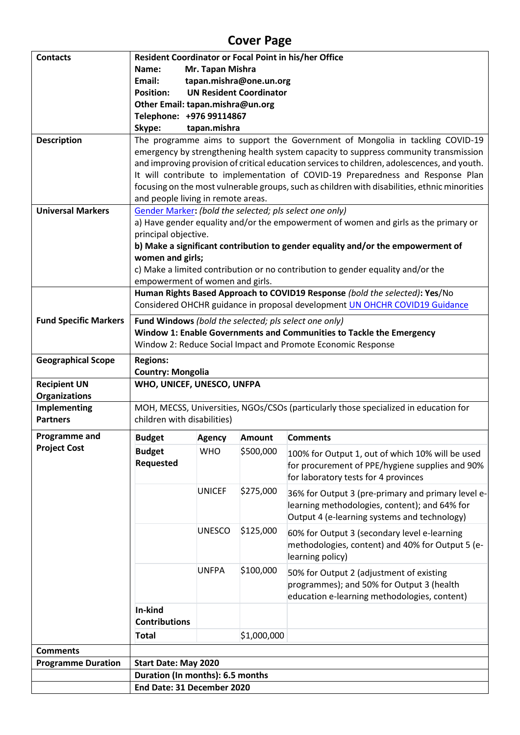# Cover Page

| | |
|---|---|
| **Contacts** | **Resident Coordinator or Focal Point in his/her Office**<br>**Name: Mr. Tapan Mishra**<br>**Email: tapan.mishra@one.un.org**<br>**Position: UN Resident Coordinator**<br>**Other Email: tapan.mishra@un.org**<br>**Telephone: +976 99114867**<br>**Skype: tapan.mishra** |
| **Description** | The programme aims to support the Government of Mongolia in tackling COVID-19 emergency by strengthening health system capacity to suppress community transmission and improving provision of critical education services to children, adolescences, and youth. It will contribute to implementation of COVID-19 Preparedness and Response Plan focusing on the most vulnerable groups, such as children with disabilities, ethnic minorities and people living in remote areas. |
| **Universal Markers** | [Gender Marker](): *(bold the selected; pls select one only)*<br>a) Have gender equality and/or the empowerment of women and girls as the primary or principal objective.<br>**b) Make a significant contribution to gender equality and/or the empowerment of women and girls;**<br>c) Make a limited contribution or no contribution to gender equality and/or the empowerment of women and girls. |
| | **Human Rights Based Approach to COVID19 Response** *(bold the selected)*: **Yes**/No<br>Considered OHCHR guidance in proposal development [UN OHCHR COVID19 Guidance]() |
| **Fund Specific Markers** | **Fund Windows** *(bold the selected; pls select one only)*<br>**Window 1: Enable Governments and Communities to Tackle the Emergency**<br>Window 2: Reduce Social Impact and Promote Economic Response |
| **Geographical Scope** | **Regions:**<br>**Country: Mongolia** |
| **Recipient UN Organizations** | **WHO, UNICEF, UNESCO, UNFPA** |
| **Implementing Partners** | MOH, MECSS, Universities, NGOs/CSOs (particularly those specialized in education for children with disabilities) |
| **Programme and Project Cost** | (see budget table below) |
| **Comments** | |
| **Programme Duration** | **Start Date: May 2020** |
| | **Duration (In months): 6.5 months** |
| | **End Date: 31 December 2020** |

| Budget | Agency | Amount | Comments |
|---|---|---|---|
| **Budget Requested** | WHO | $500,000 | 100% for Output 1, out of which 10% will be used for procurement of PPE/hygiene supplies and 90% for laboratory tests for 4 provinces |
| | UNICEF | $275,000 | 36% for Output 3 (pre-primary and primary level e-learning methodologies, content); and 64% for Output 4 (e-learning systems and technology) |
| | UNESCO | $125,000 | 60% for Output 3 (secondary level e-learning methodologies, content) and 40% for Output 5 (e-learning policy) |
| | UNFPA | $100,000 | 50% for Output 2 (adjustment of existing programmes); and 50% for Output 3 (health education e-learning methodologies, content) |
| **In-kind Contributions** | | | |
| **Total** | | $1,000,000 | |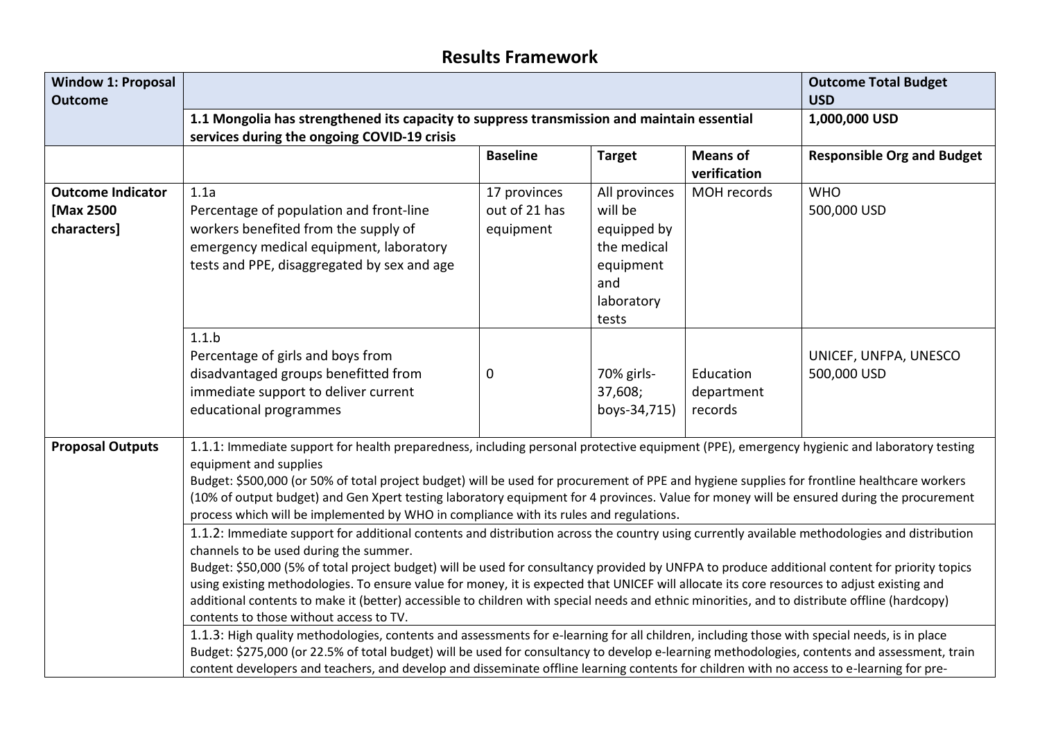# Results Framework

| Window 1: Proposal Outcome | | | | | Outcome Total Budget USD |
|---|---|---|---|---|---|
| | **1.1 Mongolia has strengthened its capacity to suppress transmission and maintain essential services during the ongoing COVID-19 crisis** | | | | **1,000,000 USD** |
| | | **Baseline** | **Target** | **Means of verification** | **Responsible Org and Budget** |
| **Outcome Indicator [Max 2500 characters]** | 1.1a<br>Percentage of population and front-line workers benefited from the supply of emergency medical equipment, laboratory tests and PPE, disaggregated by sex and age | 17 provinces out of 21 has equipment | All provinces will be equipped by the medical equipment and laboratory tests | MOH records | WHO<br>500,000 USD |
| | 1.1.b<br>Percentage of girls and boys from disadvantaged groups benefitted from immediate support to deliver current educational programmes | 0 | 70% girls-37,608; boys-34,715) | Education department records | UNICEF, UNFPA, UNESCO<br>500,000 USD |
| **Proposal Outputs** | 1.1.1: Immediate support for health preparedness, including personal protective equipment (PPE), emergency hygienic and laboratory testing equipment and supplies<br>Budget: $500,000 (or 50% of total project budget) will be used for procurement of PPE and hygiene supplies for frontline healthcare workers (10% of output budget) and Gen Xpert testing laboratory equipment for 4 provinces. Value for money will be ensured during the procurement process which will be implemented by WHO in compliance with its rules and regulations. | | | | |
| | 1.1.2: Immediate support for additional contents and distribution across the country using currently available methodologies and distribution channels to be used during the summer.<br>Budget: $50,000 (5% of total project budget) will be used for consultancy provided by UNFPA to produce additional content for priority topics using existing methodologies. To ensure value for money, it is expected that UNICEF will allocate its core resources to adjust existing and additional contents to make it (better) accessible to children with special needs and ethnic minorities, and to distribute offline (hardcopy) contents to those without access to TV. | | | | |
| | 1.1.3: High quality methodologies, contents and assessments for e-learning for all children, including those with special needs, is in place<br>Budget: $275,000 (or 22.5% of total budget) will be used for consultancy to develop e-learning methodologies, contents and assessment, train content developers and teachers, and develop and disseminate offline learning contents for children with no access to e-learning for pre- | | | | |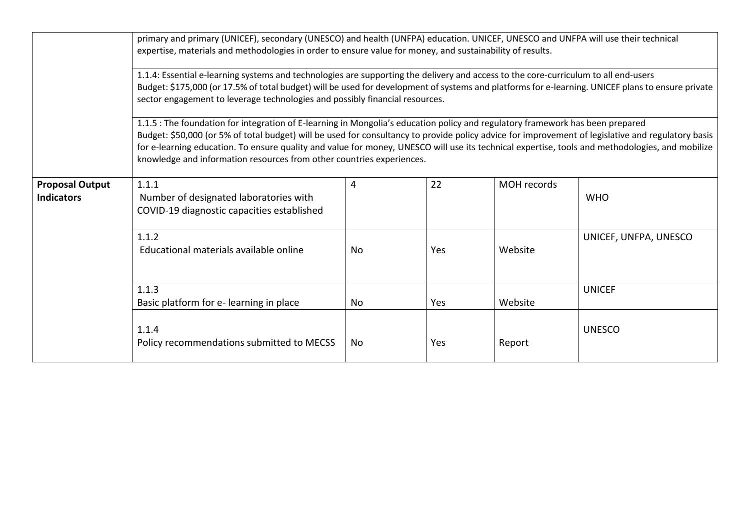| | | | | | |
|---|---|---|---|---|---|
| | primary and primary (UNICEF), secondary (UNESCO) and health (UNFPA) education. UNICEF, UNESCO and UNFPA will use their technical expertise, materials and methodologies in order to ensure value for money, and sustainability of results. | | | | |
| | 1.1.4: Essential e-learning systems and technologies are supporting the delivery and access to the core-curriculum to all end-users<br>Budget: $175,000 (or 17.5% of total budget) will be used for development of systems and platforms for e-learning. UNICEF plans to ensure private sector engagement to leverage technologies and possibly financial resources. | | | | |
| | 1.1.5 : The foundation for integration of E-learning in Mongolia's education policy and regulatory framework has been prepared<br>Budget: $50,000 (or 5% of total budget) will be used for consultancy to provide policy advice for improvement of legislative and regulatory basis for e-learning education. To ensure quality and value for money, UNESCO will use its technical expertise, tools and methodologies, and mobilize knowledge and information resources from other countries experiences. | | | | |
| **Proposal Output Indicators** | 1.1.1<br>Number of designated laboratories with COVID-19 diagnostic capacities established | 4 | 22 | MOH records | WHO |
| | 1.1.2<br>Educational materials available online | No | Yes | Website | UNICEF, UNFPA, UNESCO |
| | 1.1.3<br>Basic platform for e- learning in place | No | Yes | Website | UNICEF |
| | 1.1.4<br>Policy recommendations submitted to MECSS | No | Yes | Report | UNESCO |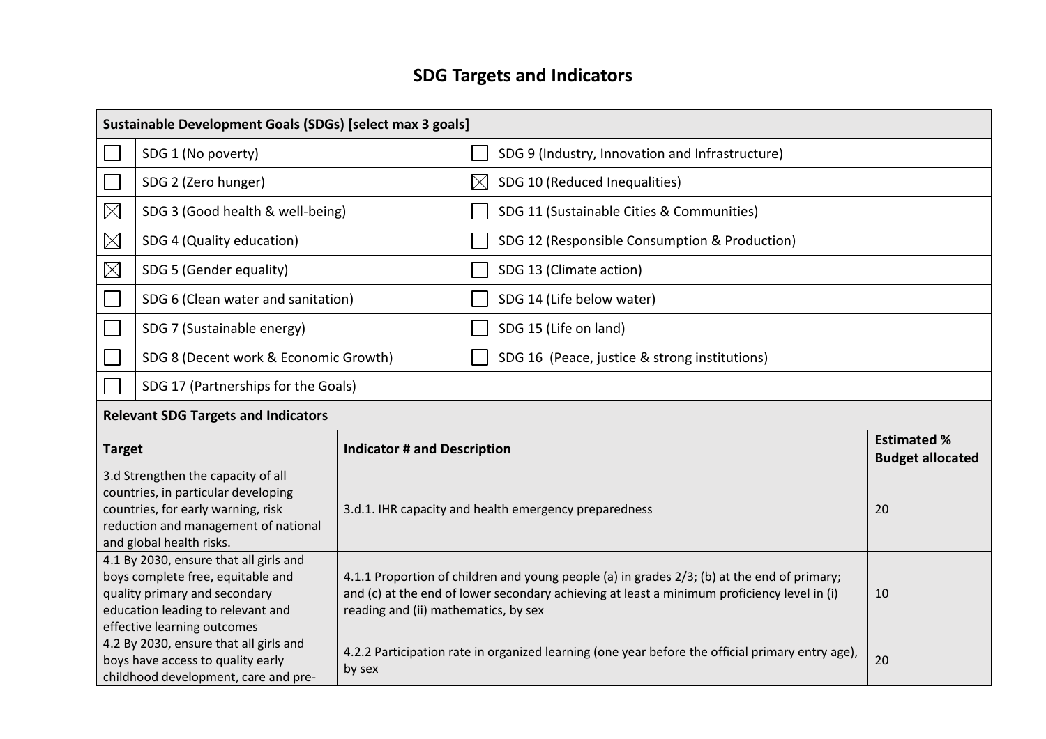# SDG Targets and Indicators

| **Sustainable Development Goals (SDGs) [select max 3 goals]** | | | |
|---|---|---|---|
| ☐ | SDG 1 (No poverty) | ☐ | SDG 9 (Industry, Innovation and Infrastructure) |
| ☐ | SDG 2 (Zero hunger) | ☒ | SDG 10 (Reduced Inequalities) |
| ☒ | SDG 3 (Good health & well-being) | ☐ | SDG 11 (Sustainable Cities & Communities) |
| ☒ | SDG 4 (Quality education) | ☐ | SDG 12 (Responsible Consumption & Production) |
| ☒ | SDG 5 (Gender equality) | ☐ | SDG 13 (Climate action) |
| ☐ | SDG 6 (Clean water and sanitation) | ☐ | SDG 14 (Life below water) |
| ☐ | SDG 7 (Sustainable energy) | ☐ | SDG 15 (Life on land) |
| ☐ | SDG 8 (Decent work & Economic Growth) | ☐ | SDG 16 (Peace, justice & strong institutions) |
| ☐ | SDG 17 (Partnerships for the Goals) | | |

**Relevant SDG Targets and Indicators**

| **Target** | **Indicator # and Description** | **Estimated % Budget allocated** |
|---|---|---|
| 3.d Strengthen the capacity of all countries, in particular developing countries, for early warning, risk reduction and management of national and global health risks. | 3.d.1. IHR capacity and health emergency preparedness | 20 |
| 4.1 By 2030, ensure that all girls and boys complete free, equitable and quality primary and secondary education leading to relevant and effective learning outcomes | 4.1.1 Proportion of children and young people (a) in grades 2/3; (b) at the end of primary; and (c) at the end of lower secondary achieving at least a minimum proficiency level in (i) reading and (ii) mathematics, by sex | 10 |
| 4.2 By 2030, ensure that all girls and boys have access to quality early childhood development, care and pre- | 4.2.2 Participation rate in organized learning (one year before the official primary entry age), by sex | 20 |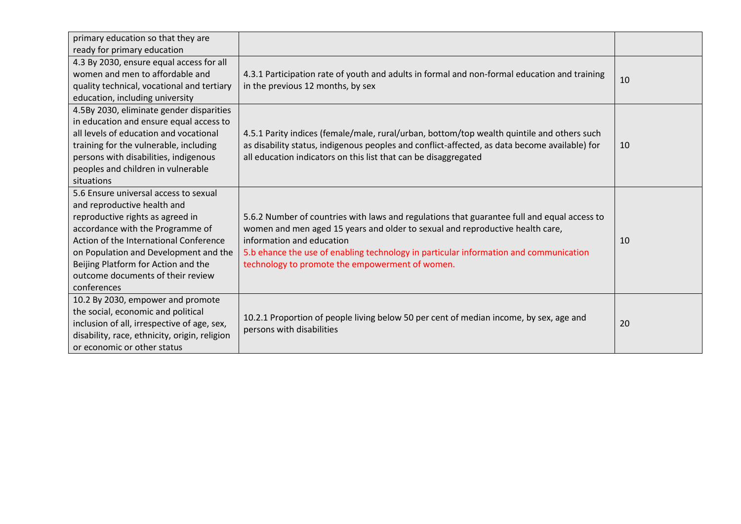| | | |
|---|---|---|
| primary education so that they are ready for primary education | | |
| 4.3 By 2030, ensure equal access for all women and men to affordable and quality technical, vocational and tertiary education, including university | 4.3.1 Participation rate of youth and adults in formal and non-formal education and training in the previous 12 months, by sex | 10 |
| 4.5By 2030, eliminate gender disparities in education and ensure equal access to all levels of education and vocational training for the vulnerable, including persons with disabilities, indigenous peoples and children in vulnerable situations | 4.5.1 Parity indices (female/male, rural/urban, bottom/top wealth quintile and others such as disability status, indigenous peoples and conflict-affected, as data become available) for all education indicators on this list that can be disaggregated | 10 |
| 5.6 Ensure universal access to sexual and reproductive health and reproductive rights as agreed in accordance with the Programme of Action of the International Conference on Population and Development and the Beijing Platform for Action and the outcome documents of their review conferences | 5.6.2 Number of countries with laws and regulations that guarantee full and equal access to women and men aged 15 years and older to sexual and reproductive health care, information and education<br>5.b ehance the use of enabling technology in particular information and communication technology to promote the empowerment of women. | 10 |
| 10.2 By 2030, empower and promote the social, economic and political inclusion of all, irrespective of age, sex, disability, race, ethnicity, origin, religion or economic or other status | 10.2.1 Proportion of people living below 50 per cent of median income, by sex, age and persons with disabilities | 20 |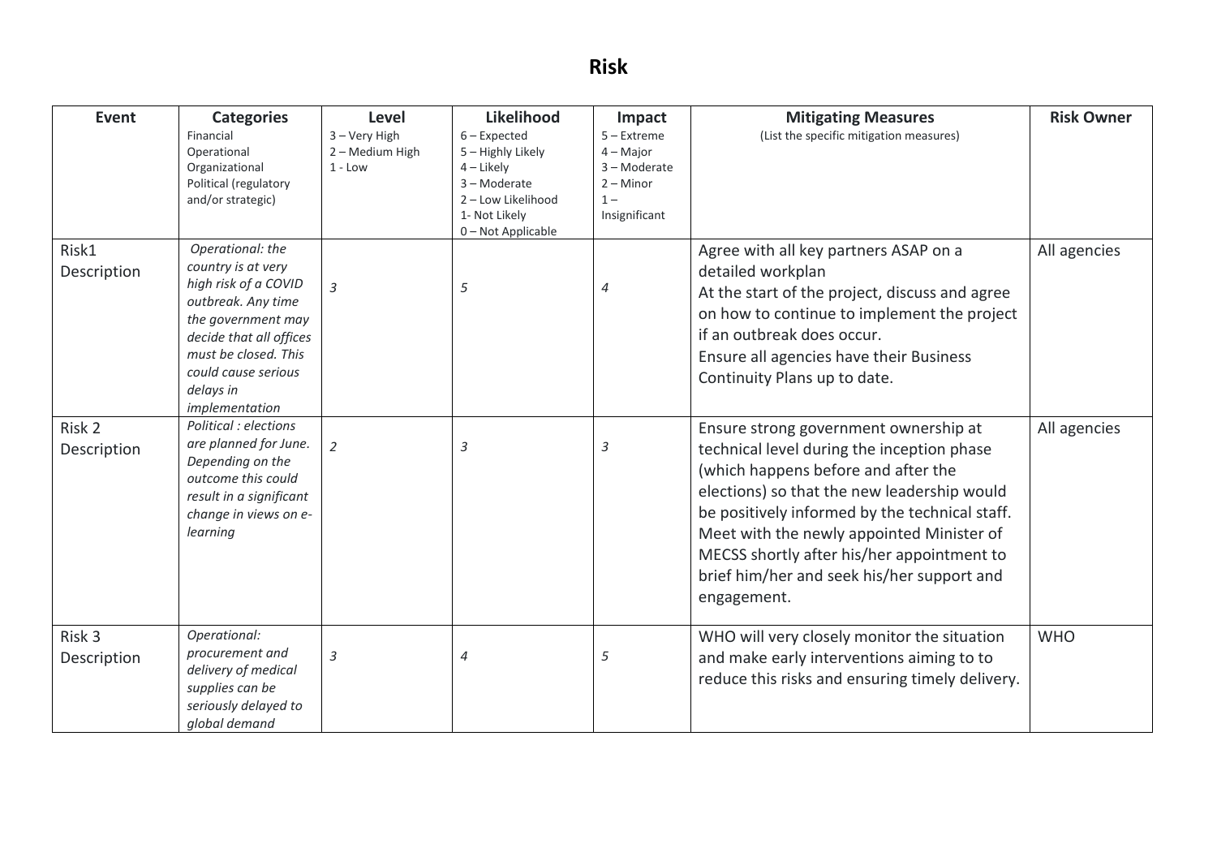# Risk

| Event | Categories<br>Financial<br>Operational<br>Organizational<br>Political (regulatory and/or strategic) | Level<br>3 – Very High<br>2 – Medium High<br>1 - Low | Likelihood<br>6 – Expected<br>5 – Highly Likely<br>4 – Likely<br>3 – Moderate<br>2 – Low Likelihood<br>1- Not Likely<br>0 – Not Applicable | Impact<br>5 – Extreme<br>4 – Major<br>3 – Moderate<br>2 – Minor<br>1 – Insignificant | Mitigating Measures<br>(List the specific mitigation measures) | Risk Owner |
|---|---|---|---|---|---|---|
| Risk1 Description | *Operational: the country is at very high risk of a COVID outbreak. Any time the government may decide that all offices must be closed. This could cause serious delays in implementation* | *3* | *5* | *4* | Agree with all key partners ASAP on a detailed workplan<br>At the start of the project, discuss and agree on how to continue to implement the project if an outbreak does occur.<br>Ensure all agencies have their Business Continuity Plans up to date. | All agencies |
| Risk 2 Description | *Political : elections are planned for June. Depending on the outcome this could result in a significant change in views on e-learning* | *2* | *3* | *3* | Ensure strong government ownership at technical level during the inception phase (which happens before and after the elections) so that the new leadership would be positively informed by the technical staff.<br>Meet with the newly appointed Minister of MECSS shortly after his/her appointment to brief him/her and seek his/her support and engagement. | All agencies |
| Risk 3 Description | *Operational: procurement and delivery of medical supplies can be seriously delayed to global demand* | *3* | *4* | *5* | WHO will very closely monitor the situation and make early interventions aiming to to reduce this risks and ensuring timely delivery. | WHO |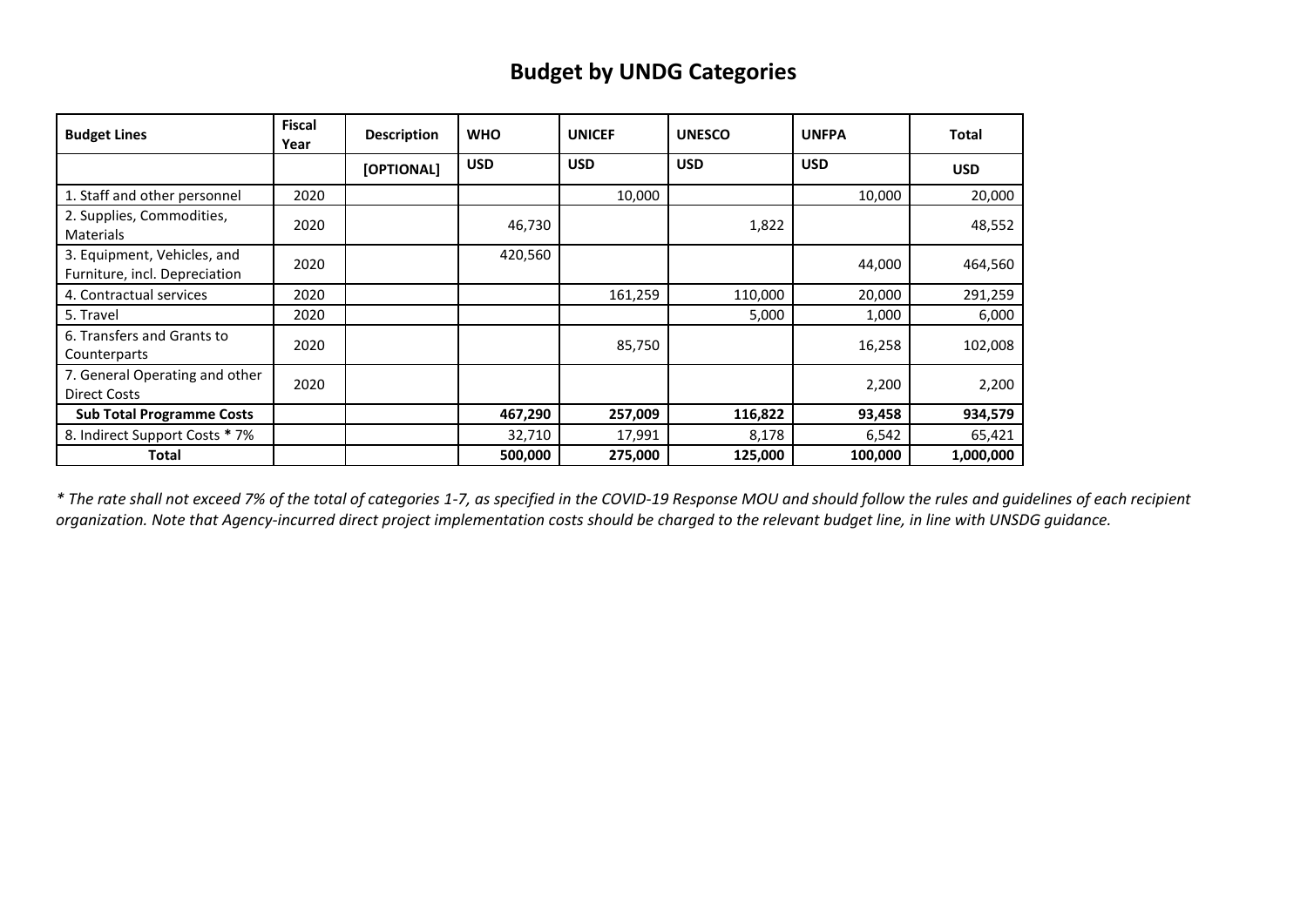# Budget by UNDG Categories

| Budget Lines | Fiscal Year | Description | WHO | UNICEF | UNESCO | UNFPA | Total |
|---|---|---|---|---|---|---|---|
| | | [OPTIONAL] | USD | USD | USD | USD | USD |
| 1. Staff and other personnel | 2020 | | | 10,000 | | 10,000 | 20,000 |
| 2. Supplies, Commodities, Materials | 2020 | | 46,730 | | 1,822 | | 48,552 |
| 3. Equipment, Vehicles, and Furniture, incl. Depreciation | 2020 | | 420,560 | | | 44,000 | 464,560 |
| 4. Contractual services | 2020 | | | 161,259 | 110,000 | 20,000 | 291,259 |
| 5. Travel | 2020 | | | | 5,000 | 1,000 | 6,000 |
| 6. Transfers and Grants to Counterparts | 2020 | | | 85,750 | | 16,258 | 102,008 |
| 7. General Operating and other Direct Costs | 2020 | | | | | 2,200 | 2,200 |
| **Sub Total Programme Costs** | | | **467,290** | **257,009** | **116,822** | **93,458** | **934,579** |
| 8. Indirect Support Costs * 7% | | | 32,710 | 17,991 | 8,178 | 6,542 | 65,421 |
| **Total** | | | **500,000** | **275,000** | **125,000** | **100,000** | **1,000,000** |

*\* The rate shall not exceed 7% of the total of categories 1-7, as specified in the COVID-19 Response MOU and should follow the rules and guidelines of each recipient organization. Note that Agency-incurred direct project implementation costs should be charged to the relevant budget line, in line with UNSDG guidance.*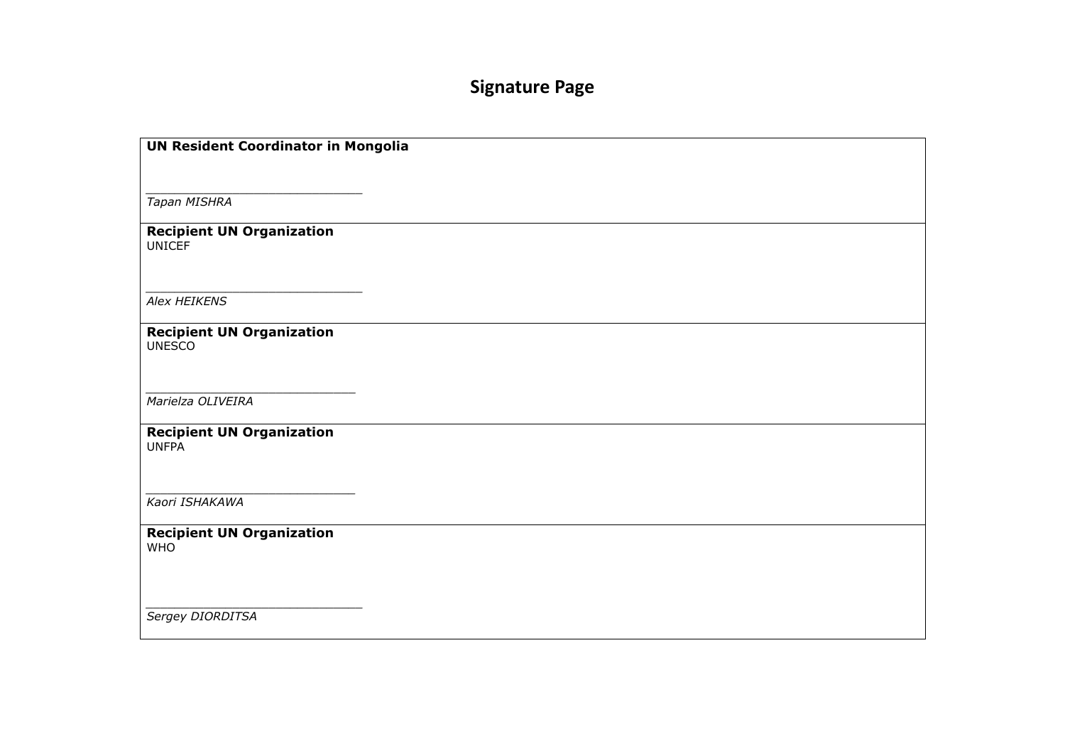# Signature Page

| |
|---|
| **UN Resident Coordinator in Mongolia**<br><br>_____________________________<br>*Tapan MISHRA* |
| **Recipient UN Organization**<br>UNICEF<br><br>_____________________________<br>*Alex HEIKENS* |
| **Recipient UN Organization**<br>UNESCO<br><br>____________________________<br>*Marielza OLIVEIRA* |
| **Recipient UN Organization**<br>UNFPA<br><br>____________________________<br>*Kaori ISHAKAWA* |
| **Recipient UN Organization**<br>WHO<br><br>_____________________________<br>*Sergey DIORDITSA* |